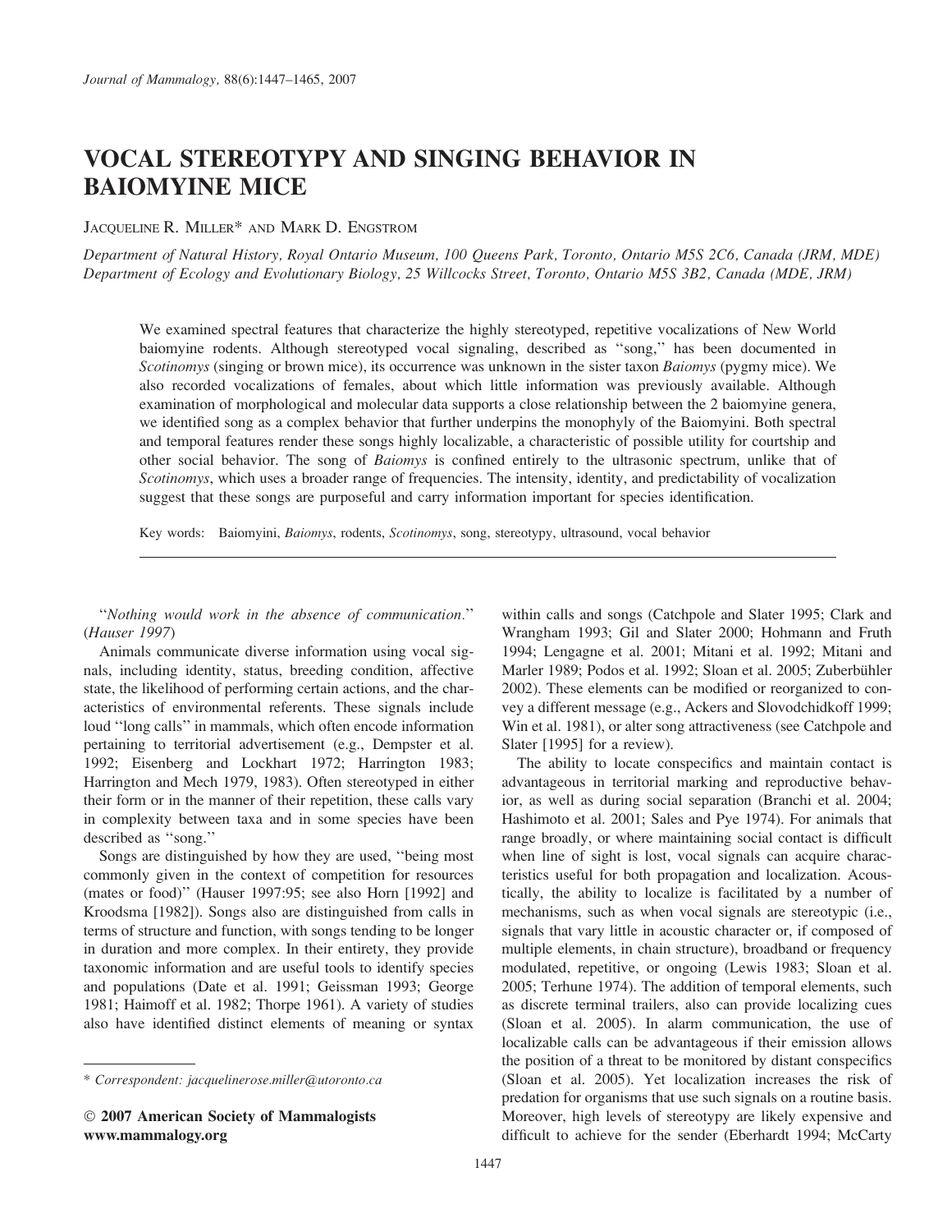# VOCAL STEREOTYPY AND SINGING BEHAVIOR IN BAIOMYINE MICE

JACQUELINE R. MILLER* AND MARK D. ENGSTROM

*Department of Natural History, Royal Ontario Museum, 100 Queens Park, Toronto, Ontario M5S 2C6, Canada (JRM, MDE)*
*Department of Ecology and Evolutionary Biology, 25 Willcocks Street, Toronto, Ontario M5S 3B2, Canada (MDE, JRM)*

We examined spectral features that characterize the highly stereotyped, repetitive vocalizations of New World baiomyine rodents. Although stereotyped vocal signaling, described as ''song,'' has been documented in *Scotinomys* (singing or brown mice), its occurrence was unknown in the sister taxon *Baiomys* (pygmy mice). We also recorded vocalizations of females, about which little information was previously available. Although examination of morphological and molecular data supports a close relationship between the 2 baiomyine genera, we identified song as a complex behavior that further underpins the monophyly of the Baiomyini. Both spectral and temporal features render these songs highly localizable, a characteristic of possible utility for courtship and other social behavior. The song of *Baiomys* is confined entirely to the ultrasonic spectrum, unlike that of *Scotinomys*, which uses a broader range of frequencies. The intensity, identity, and predictability of vocalization suggest that these songs are purposeful and carry information important for species identification.

Key words: Baiomyini, *Baiomys*, rodents, *Scotinomys*, song, stereotypy, ultrasound, vocal behavior

''*Nothing would work in the absence of communication.*'' (*Hauser 1997*)

Animals communicate diverse information using vocal signals, including identity, status, breeding condition, affective state, the likelihood of performing certain actions, and the characteristics of environmental referents. These signals include loud ''long calls'' in mammals, which often encode information pertaining to territorial advertisement (e.g., Dempster et al. 1992; Eisenberg and Lockhart 1972; Harrington 1983; Harrington and Mech 1979, 1983). Often stereotyped in either their form or in the manner of their repetition, these calls vary in complexity between taxa and in some species have been described as ''song.''

Songs are distinguished by how they are used, ''being most commonly given in the context of competition for resources (mates or food)'' (Hauser 1997:95; see also Horn [1992] and Kroodsma [1982]). Songs also are distinguished from calls in terms of structure and function, with songs tending to be longer in duration and more complex. In their entirety, they provide taxonomic information and are useful tools to identify species and populations (Date et al. 1991; Geissman 1993; George 1981; Haimoff et al. 1982; Thorpe 1961). A variety of studies also have identified distinct elements of meaning or syntax within calls and songs (Catchpole and Slater 1995; Clark and Wrangham 1993; Gil and Slater 2000; Hohmann and Fruth 1994; Lengagne et al. 2001; Mitani et al. 1992; Mitani and Marler 1989; Podos et al. 1992; Sloan et al. 2005; Zuberbühler 2002). These elements can be modified or reorganized to convey a different message (e.g., Ackers and Slovodchikoff 1999; Win et al. 1981), or alter song attractiveness (see Catchpole and Slater [1995] for a review).

The ability to locate conspecifics and maintain contact is advantageous in territorial marking and reproductive behavior, as well as during social separation (Branchi et al. 2004; Hashimoto et al. 2001; Sales and Pye 1974). For animals that range broadly, or where maintaining social contact is difficult when line of sight is lost, vocal signals can acquire characteristics useful for both propagation and localization. Acoustically, the ability to localize is facilitated by a number of mechanisms, such as when vocal signals are stereotypic (i.e., signals that vary little in acoustic character or, if composed of multiple elements, in chain structure), broadband or frequency modulated, repetitive, or ongoing (Lewis 1983; Sloan et al. 2005; Terhune 1974). The addition of temporal elements, such as discrete terminal trailers, also can provide localizing cues (Sloan et al. 2005). In alarm communication, the use of localizable calls can be advantageous if their emission allows the position of a threat to be monitored by distant conspecifics (Sloan et al. 2005). Yet localization increases the risk of predation for organisms that use such signals on a routine basis. Moreover, high levels of stereotypy are likely expensive and difficult to achieve for the sender (Eberhardt 1994; McCarty

\* *Correspondent: jacquelinerose.miller@utoronto.ca*

© **2007 American Society of Mammalogists**
**www.mammalogy.org**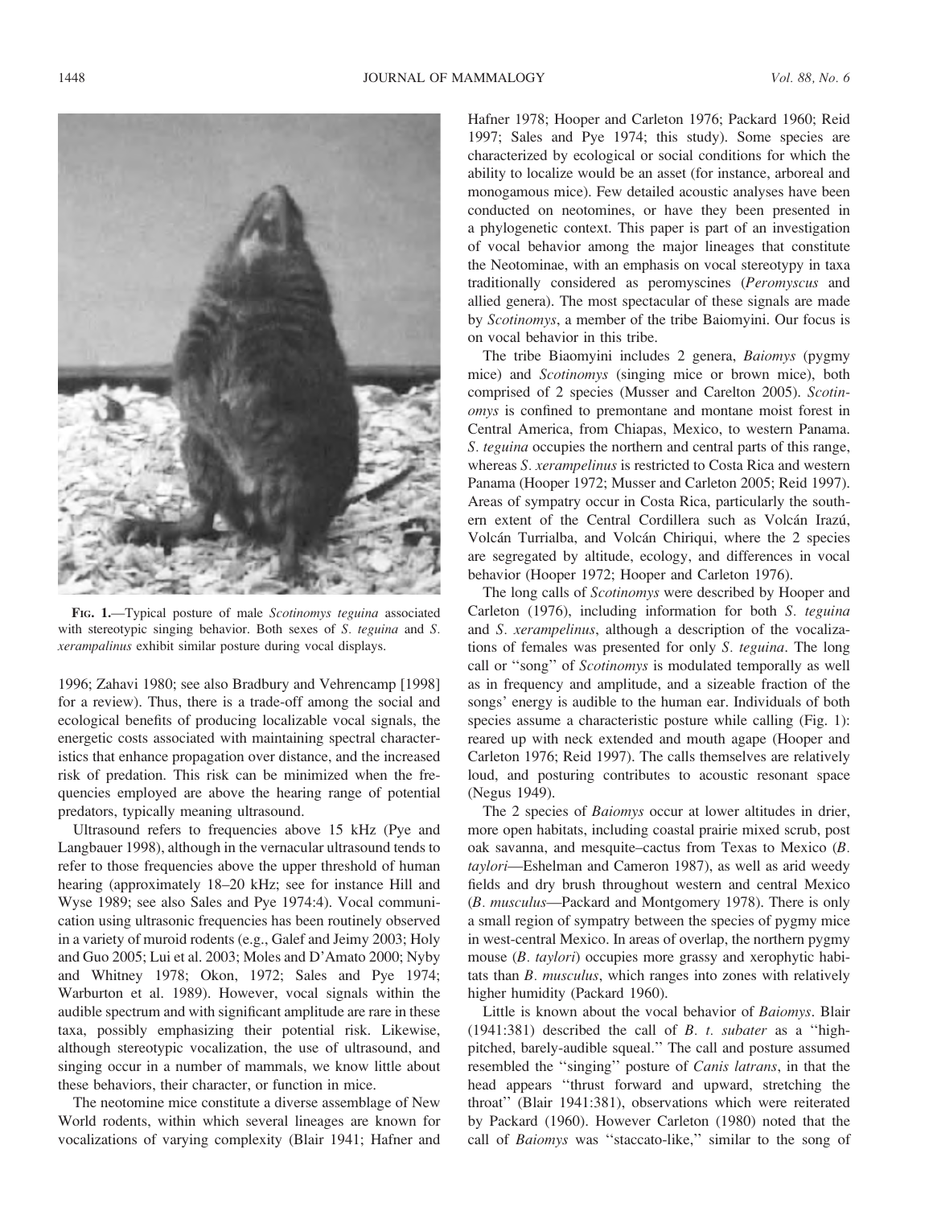FIG. 1.—Typical posture of male *Scotinomys teguina* associated with stereotypic singing behavior. Both sexes of *S. teguina* and *S. xerampalinus* exhibit similar posture during vocal displays.

1996; Zahavi 1980; see also Bradbury and Vehrencamp [1998] for a review). Thus, there is a trade-off among the social and ecological benefits of producing localizable vocal signals, the energetic costs associated with maintaining spectral characteristics that enhance propagation over distance, and the increased risk of predation. This risk can be minimized when the frequencies employed are above the hearing range of potential predators, typically meaning ultrasound.

Ultrasound refers to frequencies above 15 kHz (Pye and Langbauer 1998), although in the vernacular ultrasound tends to refer to those frequencies above the upper threshold of human hearing (approximately 18–20 kHz; see for instance Hill and Wyse 1989; see also Sales and Pye 1974:4). Vocal communication using ultrasonic frequencies has been routinely observed in a variety of muroid rodents (e.g., Galef and Jeimy 2003; Holy and Guo 2005; Lui et al. 2003; Moles and D'Amato 2000; Nyby and Whitney 1978; Okon, 1972; Sales and Pye 1974; Warburton et al. 1989). However, vocal signals within the audible spectrum and with significant amplitude are rare in these taxa, possibly emphasizing their potential risk. Likewise, although stereotypic vocalization, the use of ultrasound, and singing occur in a number of mammals, we know little about these behaviors, their character, or function in mice.

The neotomine mice constitute a diverse assemblage of New World rodents, within which several lineages are known for vocalizations of varying complexity (Blair 1941; Hafner and Hafner 1978; Hooper and Carleton 1976; Packard 1960; Reid 1997; Sales and Pye 1974; this study). Some species are characterized by ecological or social conditions for which the ability to localize would be an asset (for instance, arboreal and monogamous mice). Few detailed acoustic analyses have been conducted on neotomines, or have they been presented in a phylogenetic context. This paper is part of an investigation of vocal behavior among the major lineages that constitute the Neotominae, with an emphasis on vocal stereotypy in taxa traditionally considered as peromyscines (*Peromyscus* and allied genera). The most spectacular of these signals are made by *Scotinomys*, a member of the tribe Baiomyini. Our focus is on vocal behavior in this tribe.

The tribe Biaomyini includes 2 genera, *Baiomys* (pygmy mice) and *Scotinomys* (singing mice or brown mice), both comprised of 2 species (Musser and Carelton 2005). *Scotinomys* is confined to premontane and montane moist forest in Central America, from Chiapas, Mexico, to western Panama. *S. teguina* occupies the northern and central parts of this range, whereas *S. xerampelinus* is restricted to Costa Rica and western Panama (Hooper 1972; Musser and Carleton 2005; Reid 1997). Areas of sympatry occur in Costa Rica, particularly the southern extent of the Central Cordillera such as Volcán Irazú, Volcán Turrialba, and Volcán Chiriqui, where the 2 species are segregated by altitude, ecology, and differences in vocal behavior (Hooper 1972; Hooper and Carleton 1976).

The long calls of *Scotinomys* were described by Hooper and Carleton (1976), including information for both *S. teguina* and *S. xerampelinus*, although a description of the vocalizations of females was presented for only *S. teguina*. The long call or "song" of *Scotinomys* is modulated temporally as well as in frequency and amplitude, and a sizeable fraction of the songs' energy is audible to the human ear. Individuals of both species assume a characteristic posture while calling (Fig. 1): reared up with neck extended and mouth agape (Hooper and Carleton 1976; Reid 1997). The calls themselves are relatively loud, and posturing contributes to acoustic resonant space (Negus 1949).

The 2 species of *Baiomys* occur at lower altitudes in drier, more open habitats, including coastal prairie mixed scrub, post oak savanna, and mesquite–cactus from Texas to Mexico (*B. taylori*—Eshelman and Cameron 1987), as well as arid weedy fields and dry brush throughout western and central Mexico (*B. musculus*—Packard and Montgomery 1978). There is only a small region of sympatry between the species of pygmy mice in west-central Mexico. In areas of overlap, the northern pygmy mouse (*B. taylori*) occupies more grassy and xerophytic habitats than *B. musculus*, which ranges into zones with relatively higher humidity (Packard 1960).

Little is known about the vocal behavior of *Baiomys*. Blair (1941:381) described the call of *B. t. subater* as a "high-pitched, barely-audible squeal." The call and posture assumed resembled the "singing" posture of *Canis latrans*, in that the head appears "thrust forward and upward, stretching the throat" (Blair 1941:381), observations which were reiterated by Packard (1960). However Carleton (1980) noted that the call of *Baiomys* was "staccato-like," similar to the song of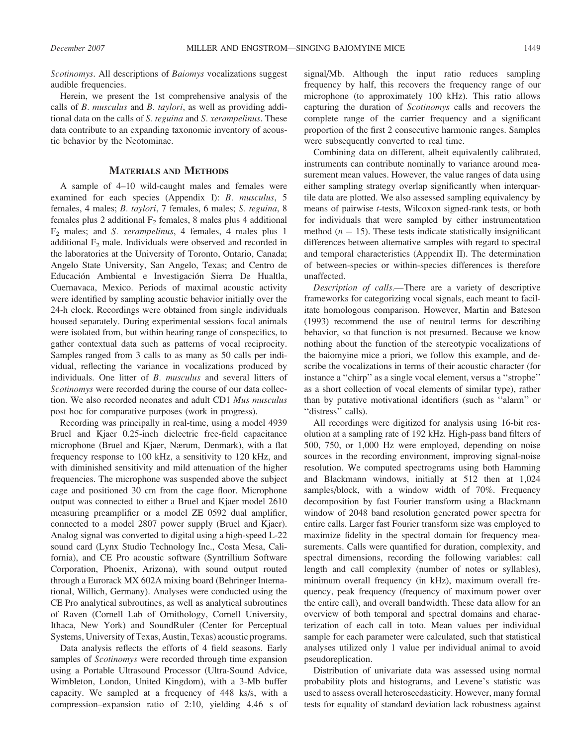*Scotinomys*. All descriptions of *Baiomys* vocalizations suggest audible frequencies.

Herein, we present the 1st comprehensive analysis of the calls of *B. musculus* and *B. taylori*, as well as providing additional data on the calls of *S. teguina* and *S. xerampelinus*. These data contribute to an expanding taxonomic inventory of acoustic behavior by the Neotominae.

## Materials and Methods

A sample of 4–10 wild-caught males and females were examined for each species (Appendix I): *B. musculus*, 5 females, 4 males; *B. taylori*, 7 females, 6 males; *S. teguina*, 8 females plus 2 additional $F_2$ females, 8 males plus 4 additional $F_2$ males; and *S. xerampelinus*, 4 females, 4 males plus 1 additional $F_2$ male. Individuals were observed and recorded in the laboratories at the University of Toronto, Ontario, Canada; Angelo State University, San Angelo, Texas; and Centro de Educación Ambiental e Investigación Sierra De Hualtla, Cuernavaca, Mexico. Periods of maximal acoustic activity were identified by sampling acoustic behavior initially over the 24-h clock. Recordings were obtained from single individuals housed separately. During experimental sessions focal animals were isolated from, but within hearing range of conspecifics, to gather contextual data such as patterns of vocal reciprocity. Samples ranged from 3 calls to as many as 50 calls per individual, reflecting the variance in vocalizations produced by individuals. One litter of *B. musculus* and several litters of *Scotinomys* were recorded during the course of our data collection. We also recorded neonates and adult CD1 *Mus musculus* post hoc for comparative purposes (work in progress).

Recording was principally in real-time, using a model 4939 Bruel and Kjaer 0.25-inch dielectric free-field capacitance microphone (Bruel and Kjaer, Nærum, Denmark), with a flat frequency response to 100 kHz, a sensitivity to 120 kHz, and with diminished sensitivity and mild attenuation of the higher frequencies. The microphone was suspended above the subject cage and positioned 30 cm from the cage floor. Microphone output was connected to either a Bruel and Kjaer model 2610 measuring preamplifier or a model ZE 0592 dual amplifier, connected to a model 2807 power supply (Bruel and Kjaer). Analog signal was converted to digital using a high-speed L-22 sound card (Lynx Studio Technology Inc., Costa Mesa, California), and CE Pro acoustic software (Syntrillium Software Corporation, Phoenix, Arizona), with sound output routed through a Eurorack MX 602A mixing board (Behringer International, Willich, Germany). Analyses were conducted using the CE Pro analytical subroutines, as well as analytical subroutines of Raven (Cornell Lab of Ornithology, Cornell University, Ithaca, New York) and SoundRuler (Center for Perceptual Systems, University of Texas, Austin, Texas) acoustic programs.

Data analysis reflects the efforts of 4 field seasons. Early samples of *Scotinomys* were recorded through time expansion using a Portable Ultrasound Processor (Ultra-Sound Advice, Wimbleton, London, United Kingdom), with a 3-Mb buffer capacity. We sampled at a frequency of 448 ks/s, with a compression–expansion ratio of 2:10, yielding 4.46 s of signal/Mb. Although the input ratio reduces sampling frequency by half, this recovers the frequency range of our microphone (to approximately 100 kHz). This ratio allows capturing the duration of *Scotinomys* calls and recovers the complete range of the carrier frequency and a significant proportion of the first 2 consecutive harmonic ranges. Samples were subsequently converted to real time.

Combining data on different, albeit equivalently calibrated, instruments can contribute nominally to variance around measurement mean values. However, the value ranges of data using either sampling strategy overlap significantly when interquartile data are plotted. We also assessed sampling equivalency by means of pairwise *t*-tests, Wilcoxon signed-rank tests, or both for individuals that were sampled by either instrumentation method ($n = 15$). These tests indicate statistically insignificant differences between alternative samples with regard to spectral and temporal characteristics (Appendix II). The determination of between-species or within-species differences is therefore unaffected.

*Description of calls.*—There are a variety of descriptive frameworks for categorizing vocal signals, each meant to facilitate homologous comparison. However, Martin and Bateson (1993) recommend the use of neutral terms for describing behavior, so that function is not presumed. Because we know nothing about the function of the stereotypic vocalizations of the baiomyine mice a priori, we follow this example, and describe the vocalizations in terms of their acoustic character (for instance a ''chirp'' as a single vocal element, versus a ''strophe'' as a short collection of vocal elements of similar type), rather than by putative motivational identifiers (such as ''alarm'' or ''distress'' calls).

All recordings were digitized for analysis using 16-bit resolution at a sampling rate of 192 kHz. High-pass band filters of 500, 750, or 1,000 Hz were employed, depending on noise sources in the recording environment, improving signal-noise resolution. We computed spectrograms using both Hamming and Blackmann windows, initially at 512 then at 1,024 samples/block, with a window width of 70%. Frequency decomposition by fast Fourier transform using a Blackmann window of 2048 band resolution generated power spectra for entire calls. Larger fast Fourier transform size was employed to maximize fidelity in the spectral domain for frequency measurements. Calls were quantified for duration, complexity, and spectral dimensions, recording the following variables: call length and call complexity (number of notes or syllables), minimum overall frequency (in kHz), maximum overall frequency, peak frequency (frequency of maximum power over the entire call), and overall bandwidth. These data allow for an overview of both temporal and spectral domains and characterization of each call in toto. Mean values per individual sample for each parameter were calculated, such that statistical analyses utilized only 1 value per individual animal to avoid pseudoreplication.

Distribution of univariate data was assessed using normal probability plots and histograms, and Levene's statistic was used to assess overall heteroscedasticity. However, many formal tests for equality of standard deviation lack robustness against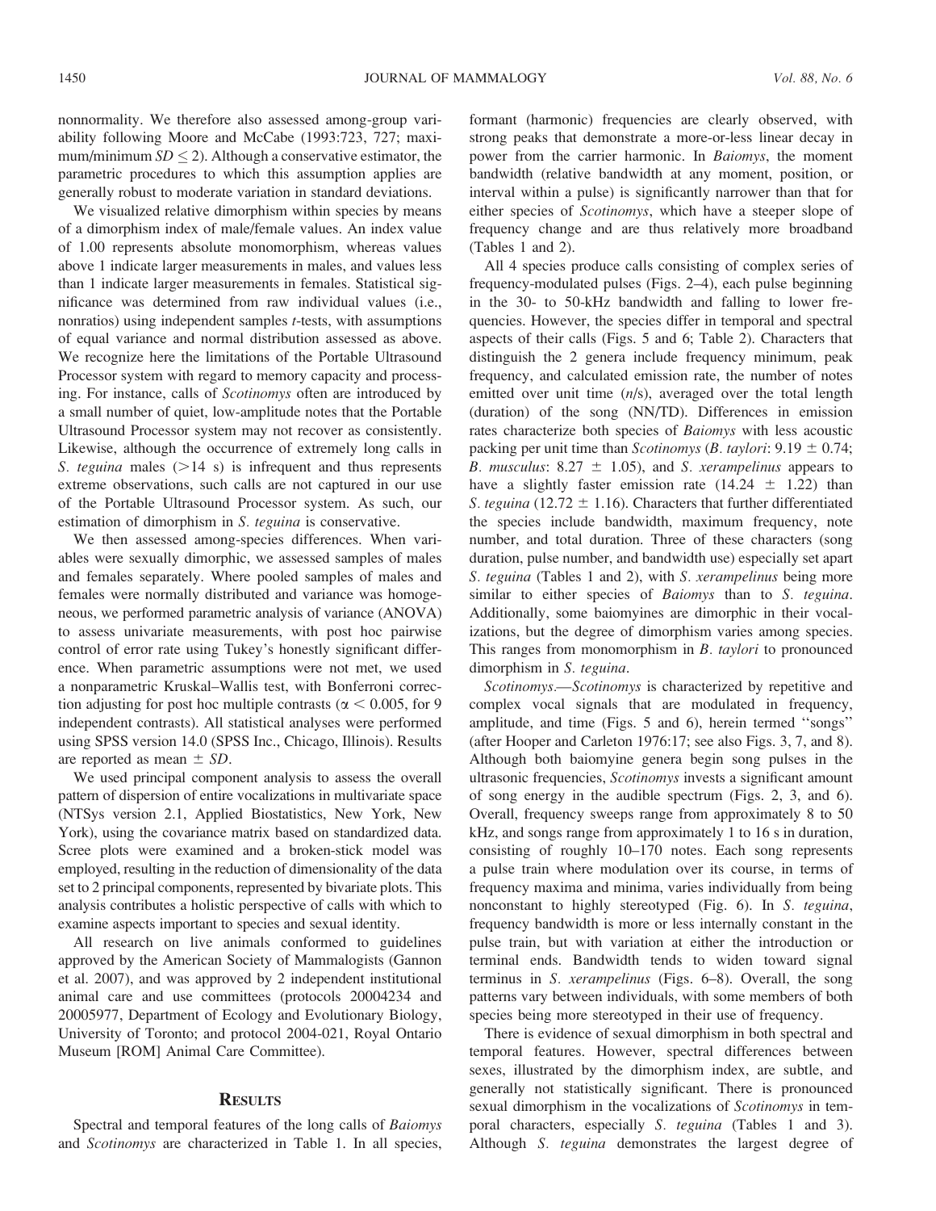nonnormality. We therefore also assessed among-group variability following Moore and McCabe (1993:723, 727; maximum/minimum $SD \leq 2$). Although a conservative estimator, the parametric procedures to which this assumption applies are generally robust to moderate variation in standard deviations.

We visualized relative dimorphism within species by means of a dimorphism index of male/female values. An index value of 1.00 represents absolute monomorphism, whereas values above 1 indicate larger measurements in males, and values less than 1 indicate larger measurements in females. Statistical significance was determined from raw individual values (i.e., nonratios) using independent samples *t*-tests, with assumptions of equal variance and normal distribution assessed as above. We recognize here the limitations of the Portable Ultrasound Processor system with regard to memory capacity and processing. For instance, calls of *Scotinomys* often are introduced by a small number of quiet, low-amplitude notes that the Portable Ultrasound Processor system may not recover as consistently. Likewise, although the occurrence of extremely long calls in *S. teguina* males (>14 s) is infrequent and thus represents extreme observations, such calls are not captured in our use of the Portable Ultrasound Processor system. As such, our estimation of dimorphism in *S. teguina* is conservative.

We then assessed among-species differences. When variables were sexually dimorphic, we assessed samples of males and females separately. Where pooled samples of males and females were normally distributed and variance was homogeneous, we performed parametric analysis of variance (ANOVA) to assess univariate measurements, with post hoc pairwise control of error rate using Tukey's honestly significant difference. When parametric assumptions were not met, we used a nonparametric Kruskal–Wallis test, with Bonferroni correction adjusting for post hoc multiple contrasts ($\alpha < 0.005$, for 9 independent contrasts). All statistical analyses were performed using SPSS version 14.0 (SPSS Inc., Chicago, Illinois). Results are reported as mean $\pm$ *SD*.

We used principal component analysis to assess the overall pattern of dispersion of entire vocalizations in multivariate space (NTSys version 2.1, Applied Biostatistics, New York, New York), using the covariance matrix based on standardized data. Scree plots were examined and a broken-stick model was employed, resulting in the reduction of dimensionality of the data set to 2 principal components, represented by bivariate plots. This analysis contributes a holistic perspective of calls with which to examine aspects important to species and sexual identity.

All research on live animals conformed to guidelines approved by the American Society of Mammalogists (Gannon et al. 2007), and was approved by 2 independent institutional animal care and use committees (protocols 20004234 and 20005977, Department of Ecology and Evolutionary Biology, University of Toronto; and protocol 2004-021, Royal Ontario Museum [ROM] Animal Care Committee).

## Results

Spectral and temporal features of the long calls of *Baiomys* and *Scotinomys* are characterized in Table 1. In all species, formant (harmonic) frequencies are clearly observed, with strong peaks that demonstrate a more-or-less linear decay in power from the carrier harmonic. In *Baiomys*, the moment bandwidth (relative bandwidth at any moment, position, or interval within a pulse) is significantly narrower than that for either species of *Scotinomys*, which have a steeper slope of frequency change and are thus relatively more broadband (Tables 1 and 2).

All 4 species produce calls consisting of complex series of frequency-modulated pulses (Figs. 2–4), each pulse beginning in the 30- to 50-kHz bandwidth and falling to lower frequencies. However, the species differ in temporal and spectral aspects of their calls (Figs. 5 and 6; Table 2). Characters that distinguish the 2 genera include frequency minimum, peak frequency, and calculated emission rate, the number of notes emitted over unit time (*n*/s), averaged over the total length (duration) of the song (NN/TD). Differences in emission rates characterize both species of *Baiomys* with less acoustic packing per unit time than *Scotinomys* (*B. taylori*: 9.19 $\pm$ 0.74; *B. musculus*: 8.27 $\pm$ 1.05), and *S. xerampelinus* appears to have a slightly faster emission rate (14.24 $\pm$ 1.22) than *S. teguina* (12.72 $\pm$ 1.16). Characters that further differentiated the species include bandwidth, maximum frequency, note number, and total duration. Three of these characters (song duration, pulse number, and bandwidth use) especially set apart *S. teguina* (Tables 1 and 2), with *S. xerampelinus* being more similar to either species of *Baiomys* than to *S. teguina*. Additionally, some baiomyines are dimorphic in their vocalizations, but the degree of dimorphism varies among species. This ranges from monomorphism in *B. taylori* to pronounced dimorphism in *S. teguina*.

*Scotinomys*.—*Scotinomys* is characterized by repetitive and complex vocal signals that are modulated in frequency, amplitude, and time (Figs. 5 and 6), herein termed "songs" (after Hooper and Carleton 1976:17; see also Figs. 3, 7, and 8). Although both baiomyine genera begin song pulses in the ultrasonic frequencies, *Scotinomys* invests a significant amount of song energy in the audible spectrum (Figs. 2, 3, and 6). Overall, frequency sweeps range from approximately 8 to 50 kHz, and songs range from approximately 1 to 16 s in duration, consisting of roughly 10–170 notes. Each song represents a pulse train where modulation over its course, in terms of frequency maxima and minima, varies individually from being nonconstant to highly stereotyped (Fig. 6). In *S. teguina*, frequency bandwidth is more or less internally constant in the pulse train, but with variation at either the introduction or terminal ends. Bandwidth tends to widen toward signal terminus in *S. xerampelinus* (Figs. 6–8). Overall, the song patterns vary between individuals, with some members of both species being more stereotyped in their use of frequency.

There is evidence of sexual dimorphism in both spectral and temporal features. However, spectral differences between sexes, illustrated by the dimorphism index, are subtle, and generally not statistically significant. There is pronounced sexual dimorphism in the vocalizations of *Scotinomys* in temporal characters, especially *S. teguina* (Tables 1 and 3). Although *S. teguina* demonstrates the largest degree of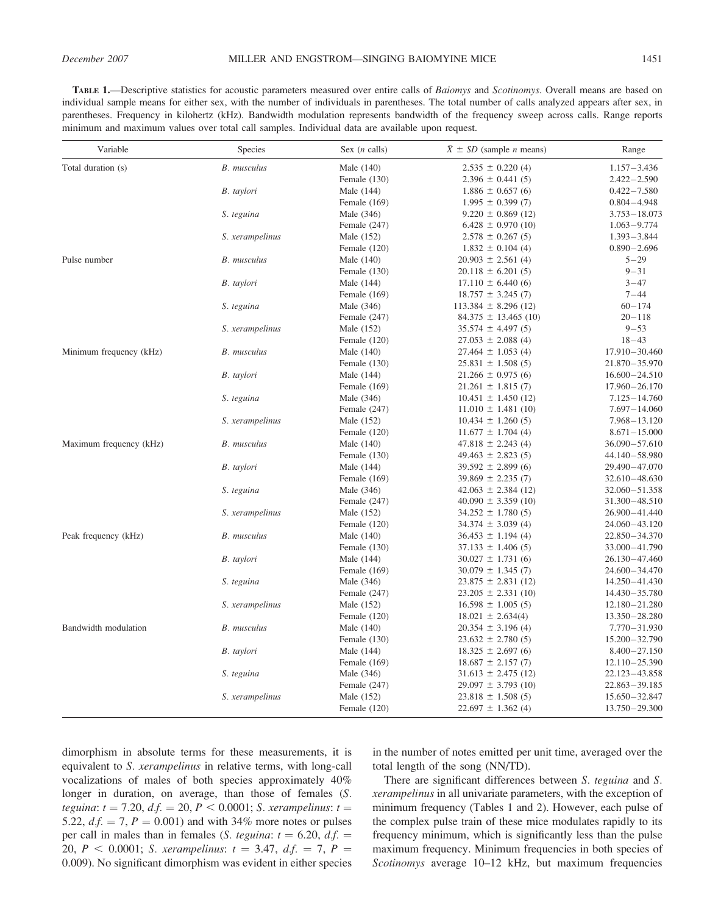**Table 1.**—Descriptive statistics for acoustic parameters measured over entire calls of *Baiomys* and *Scotinomys*. Overall means are based on individual sample means for either sex, with the number of individuals in parentheses. The total number of calls analyzed appears after sex, in parentheses. Frequency in kilohertz (kHz). Bandwidth modulation represents bandwidth of the frequency sweep across calls. Range reports minimum and maximum values over total call samples. Individual data are available upon request.

| Variable | Species | Sex (*n* calls) | $\bar{X} \pm SD$ (sample *n* means) | Range |
|---|---|---|---|---|
| Total duration (s) | *B. musculus* | Male (140) | 2.535 ± 0.220 (4) | 1.157–3.436 |
| | | Female (130) | 2.396 ± 0.441 (5) | 2.422–2.590 |
| | *B. taylori* | Male (144) | 1.886 ± 0.657 (6) | 0.422–7.580 |
| | | Female (169) | 1.995 ± 0.399 (7) | 0.804–4.948 |
| | *S. teguina* | Male (346) | 9.220 ± 0.869 (12) | 3.753–18.073 |
| | | Female (247) | 6.428 ± 0.970 (10) | 1.063–9.774 |
| | *S. xerampelinus* | Male (152) | 2.578 ± 0.267 (5) | 1.393–3.844 |
| | | Female (120) | 1.832 ± 0.104 (4) | 0.890–2.696 |
| Pulse number | *B. musculus* | Male (140) | 20.903 ± 2.561 (4) | 5–29 |
| | | Female (130) | 20.118 ± 6.201 (5) | 9–31 |
| | *B. taylori* | Male (144) | 17.110 ± 6.440 (6) | 3–47 |
| | | Female (169) | 18.757 ± 3.245 (7) | 7–44 |
| | *S. teguina* | Male (346) | 113.384 ± 8.296 (12) | 60–174 |
| | | Female (247) | 84.375 ± 13.465 (10) | 20–118 |
| | *S. xerampelinus* | Male (152) | 35.574 ± 4.497 (5) | 9–53 |
| | | Female (120) | 27.053 ± 2.088 (4) | 18–43 |
| Minimum frequency (kHz) | *B. musculus* | Male (140) | 27.464 ± 1.053 (4) | 17.910–30.460 |
| | | Female (130) | 25.831 ± 1.508 (5) | 21.870–35.970 |
| | *B. taylori* | Male (144) | 21.266 ± 0.975 (6) | 16.600–24.510 |
| | | Female (169) | 21.261 ± 1.815 (7) | 17.960–26.170 |
| | *S. teguina* | Male (346) | 10.451 ± 1.450 (12) | 7.125–14.760 |
| | | Female (247) | 11.010 ± 1.481 (10) | 7.697–14.060 |
| | *S. xerampelinus* | Male (152) | 10.434 ± 1.260 (5) | 7.968–13.120 |
| | | Female (120) | 11.677 ± 1.704 (4) | 8.671–15.000 |
| Maximum frequency (kHz) | *B. musculus* | Male (140) | 47.818 ± 2.243 (4) | 36.090–57.610 |
| | | Female (130) | 49.463 ± 2.823 (5) | 44.140–58.980 |
| | *B. taylori* | Male (144) | 39.592 ± 2.899 (6) | 29.490–47.070 |
| | | Female (169) | 39.869 ± 2.235 (7) | 32.610–48.630 |
| | *S. teguina* | Male (346) | 42.063 ± 2.384 (12) | 32.060–51.358 |
| | | Female (247) | 40.090 ± 3.359 (10) | 31.300–48.510 |
| | *S. xerampelinus* | Male (152) | 34.252 ± 1.780 (5) | 26.900–41.440 |
| | | Female (120) | 34.374 ± 3.039 (4) | 24.060–43.120 |
| Peak frequency (kHz) | *B. musculus* | Male (140) | 36.453 ± 1.194 (4) | 22.850–34.370 |
| | | Female (130) | 37.133 ± 1.406 (5) | 33.000–41.790 |
| | *B. taylori* | Male (144) | 30.027 ± 1.731 (6) | 26.130–47.460 |
| | | Female (169) | 30.079 ± 1.345 (7) | 24.600–34.470 |
| | *S. teguina* | Male (346) | 23.875 ± 2.831 (12) | 14.250–41.430 |
| | | Female (247) | 23.205 ± 2.331 (10) | 14.430–35.780 |
| | *S. xerampelinus* | Male (152) | 16.598 ± 1.005 (5) | 12.180–21.280 |
| | | Female (120) | 18.021 ± 2.634(4) | 13.350–28.280 |
| Bandwidth modulation | *B. musculus* | Male (140) | 20.354 ± 3.196 (4) | 7.770–31.930 |
| | | Female (130) | 23.632 ± 2.780 (5) | 15.200–32.790 |
| | *B. taylori* | Male (144) | 18.325 ± 2.697 (6) | 8.400–27.150 |
| | | Female (169) | 18.687 ± 2.157 (7) | 12.110–25.390 |
| | *S. teguina* | Male (346) | 31.613 ± 2.475 (12) | 22.123–43.858 |
| | | Female (247) | 29.097 ± 3.793 (10) | 22.863–39.185 |
| | *S. xerampelinus* | Male (152) | 23.818 ± 1.508 (5) | 15.650–32.847 |
| | | Female (120) | 22.697 ± 1.362 (4) | 13.750–29.300 |

dimorphism in absolute terms for these measurements, it is equivalent to *S. xerampelinus* in relative terms, with long-call vocalizations of males of both species approximately 40% longer in duration, on average, than those of females (*S. teguina*: $t = 7.20$, $d.f. = 20$, $P < 0.0001$; *S. xerampelinus*: $t = 5.22$, $d.f. = 7$, $P = 0.001$) and with 34% more notes or pulses per call in males than in females (*S. teguina*: $t = 6.20$, $d.f. = 20$, $P < 0.0001$; *S. xerampelinus*: $t = 3.47$, $d.f. = 7$, $P = 0.009$). No significant dimorphism was evident in either species in the number of notes emitted per unit time, averaged over the total length of the song (NN/TD).

There are significant differences between *S. teguina* and *S. xerampelinus* in all univariate parameters, with the exception of minimum frequency (Tables 1 and 2). However, each pulse of the complex pulse train of these mice modulates rapidly to its frequency minimum, which is significantly less than the pulse maximum frequency. Minimum frequencies in both species of *Scotinomys* average 10–12 kHz, but maximum frequencies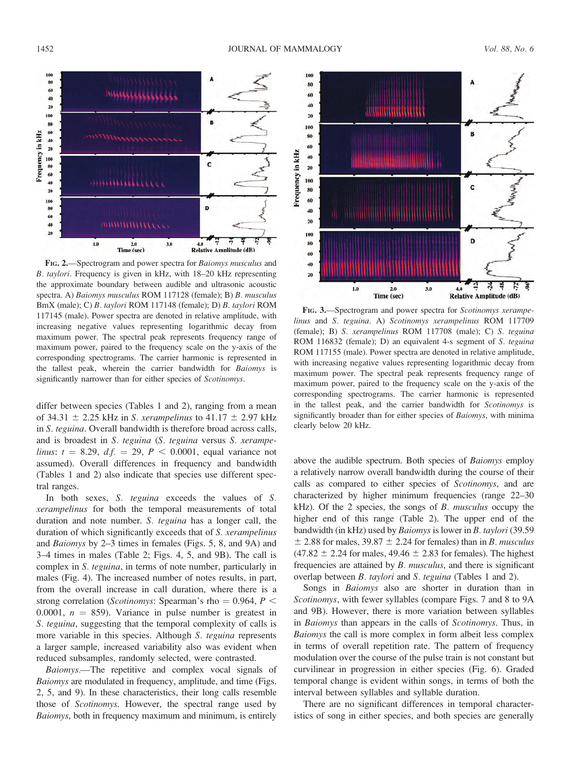FIG. 2.—Spectrogram and power spectra for *Baiomys musculus* and *B. taylori*. Frequency is given in kHz, with 18–20 kHz representing the approximate boundary between audible and ultrasonic acoustic spectra. A) *Baiomys musculus* ROM 117128 (female); B) *B. musculus* BmX (male); C) *B. taylori* ROM 117148 (female); D) *B. taylori* ROM 117145 (male). Power spectra are denoted in relative amplitude, with increasing negative values representing logarithmic decay from maximum power. The spectral peak represents frequency range of maximum power, paired to the frequency scale on the y-axis of the corresponding spectrograms. The carrier harmonic is represented in the tallest peak, wherein the carrier bandwidth for *Baiomys* is significantly narrower than for either species of *Scotinomys*.

differ between species (Tables 1 and 2), ranging from a mean of 34.31 ± 2.25 kHz in *S. xerampelinus* to 41.17 ± 2.97 kHz in *S. teguina*. Overall bandwidth is therefore broad across calls, and is broadest in *S. teguina* (*S. teguina* versus *S. xerampelinus*: $t = 8.29$, $d.f. = 29$, $P < 0.0001$, equal variance not assumed). Overall differences in frequency and bandwidth (Tables 1 and 2) also indicate that species use different spectral ranges.

In both sexes, *S. teguina* exceeds the values of *S. xerampelinus* for both the temporal measurements of total duration and note number. *S. teguina* has a longer call, the duration of which significantly exceeds that of *S. xerampelinus* and *Baiomys* by 2–3 times in females (Figs. 5, 8, and 9A) and 3–4 times in males (Table 2; Figs. 4, 5, and 9B). The call is complex in *S. teguina*, in terms of note number, particularly in males (Fig. 4). The increased number of notes results, in part, from the overall increase in call duration, where there is a strong correlation (*Scotinomys*: Spearman's rho = 0.964, $P < 0.0001$, $n = 859$). Variance in pulse number is greatest in *S. teguina*, suggesting that the temporal complexity of calls is more variable in this species. Although *S. teguina* represents a larger sample, increased variability also was evident when reduced subsamples, randomly selected, were contrasted.

*Baiomys*.—The repetitive and complex vocal signals of *Baiomys* are modulated in frequency, amplitude, and time (Figs. 2, 5, and 9). In these characteristics, their long calls resemble those of *Scotinomys*. However, the spectral range used by *Baiomys*, both in frequency maximum and minimum, is entirely

FIG. 3.—Spectrogram and power spectra for *Scotinomys xerampelinus* and *S. teguina*. A) *Scotinomys xerampelinus* ROM 117709 (female); B) *S. xerampelinus* ROM 117708 (male); C) *S. teguina* ROM 116832 (female); D) an equivalent 4-s segment of *S. teguina* ROM 117155 (male). Power spectra are denoted in relative amplitude, with increasing negative values representing logarithmic decay from maximum power. The spectral peak represents frequency range of maximum power, paired to the frequency scale on the y-axis of the corresponding spectrograms. The carrier harmonic is represented in the tallest peak, and the carrier bandwidth for *Scotinomys* is significantly broader than for either species of *Baiomys*, with minima clearly below 20 kHz.

above the audible spectrum. Both species of *Baiomys* employ a relatively narrow overall bandwidth during the course of their calls as compared to either species of *Scotinomys*, and are characterized by higher minimum frequencies (range 22–30 kHz). Of the 2 species, the songs of *B. musculus* occupy the higher end of this range (Table 2). The upper end of the bandwidth (in kHz) used by *Baiomys* is lower in *B. taylori* (39.59 ± 2.88 for males, 39.87 ± 2.24 for females) than in *B. musculus* (47.82 ± 2.24 for males, 49.46 ± 2.83 for females). The highest frequencies are attained by *B. musculus*, and there is significant overlap between *B. taylori* and *S. teguina* (Tables 1 and 2).

Songs in *Baiomys* also are shorter in duration than in *Scotinomys*, with fewer syllables (compare Figs. 7 and 8 to 9A and 9B). However, there is more variation between syllables in *Baiomys* than appears in the calls of *Scotinomys*. Thus, in *Baiomys* the call is more complex in form albeit less complex in terms of overall repetition rate. The pattern of frequency modulation over the course of the pulse train is not constant but curvilinear in progression in either species (Fig. 6). Graded temporal change is evident within songs, in terms of both the interval between syllables and syllable duration.

There are no significant differences in temporal characteristics of song in either species, and both species are generally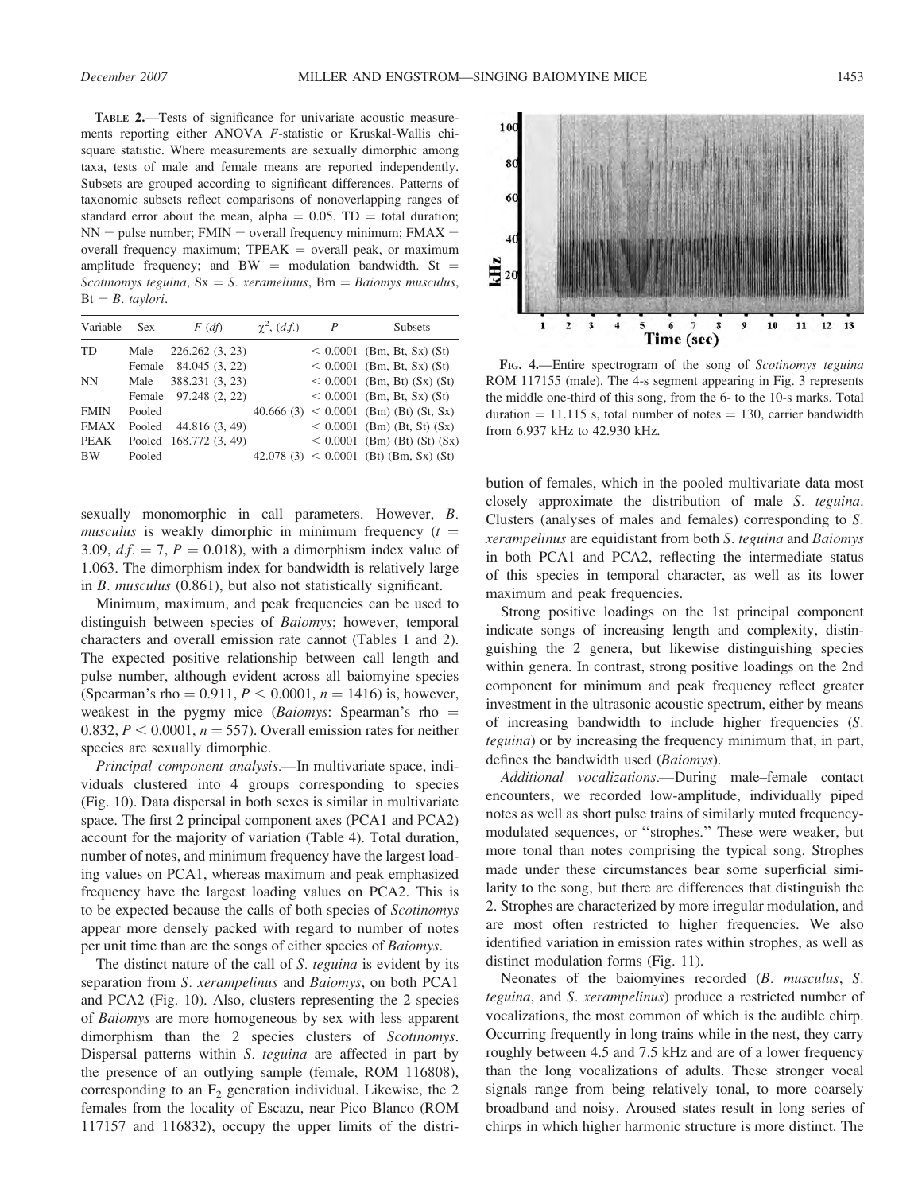**TABLE 2.**—Tests of significance for univariate acoustic measurements reporting either ANOVA *F*-statistic or Kruskal-Wallis chi-square statistic. Where measurements are sexually dimorphic among taxa, tests of male and female means are reported independently. Subsets are grouped according to significant differences. Patterns of taxonomic subsets reflect comparisons of nonoverlapping ranges of standard error about the mean, alpha = 0.05. TD = total duration; NN = pulse number; FMIN = overall frequency minimum; FMAX = overall frequency maximum; TPEAK = overall peak, or maximum amplitude frequency; and BW = modulation bandwidth. St = *Scotinomys teguina*, Sx = *S. xeramelinus*, Bm = *Baiomys musculus*, Bt = *B. taylori*.

| Variable | Sex | $F$ (*df*) | $\chi^2$, (*d.f.*) | $P$ | Subsets |
|---|---|---|---|---|---|
| TD | Male | 226.262 (3, 23) | | < 0.0001 | (Bm, Bt, Sx) (St) |
| | Female | 84.045 (3, 22) | | < 0.0001 | (Bm, Bt, Sx) (St) |
| NN | Male | 388.231 (3, 23) | | < 0.0001 | (Bm, Bt, Sx) (St) |
| | Female | 97.248 (2, 22) | | < 0.0001 | (Bm, Bt, Sx) (St) |
| FMIN | Pooled | | 40.666 (3) | < 0.0001 | (Bm) (Bt) (St, Sx) |
| FMAX | Pooled | 44.816 (3, 49) | | < 0.0001 | (Bm) (Bm, Bt, St) (Sx) |
| PEAK | Pooled | 168.772 (3, 49) | | < 0.0001 | (Bm) (Bt) (St) (Sx) |
| BW | Pooled | | 42.078 (3) | < 0.0001 | (Bt) (Bm, Sx) (St) |

sexually monomorphic in call parameters. However, *B. musculus* is weakly dimorphic in minimum frequency ($t$ = 3.09, $d.f.$ = 7, $P$ = 0.018), with a dimorphism index value of 1.063. The dimorphism index for bandwidth is relatively large in *B. musculus* (0.861), but also not statistically significant.

Minimum, maximum, and peak frequencies can be used to distinguish between species of *Baiomys*; however, temporal characters and overall emission rate cannot (Tables 1 and 2). The expected positive relationship between call length and pulse number, although evident across all baiomyine species (Spearman's rho = 0.911, $P$ < 0.0001, $n$ = 1416) is, however, weakest in the pygmy mice (*Baiomys*: Spearman's rho = 0.832, $P$ < 0.0001, $n$ = 557). Overall emission rates for neither species are sexually dimorphic.

*Principal component analysis*.—In multivariate space, individuals clustered into 4 groups corresponding to species (Fig. 10). Data dispersal in both sexes is similar in multivariate space. The first 2 principal component axes (PCA1 and PCA2) account for the majority of variation (Table 4). Total duration, number of notes, and minimum frequency have the largest loading values on PCA1, whereas maximum and peak emphasized frequency have the largest loading values on PCA2. This is to be expected because the calls of both species of *Scotinomys* appear more densely packed with regard to number of notes per unit time than are the songs of either species of *Baiomys*.

The distinct nature of the call of *S. teguina* is evident by its separation from *S. xerampelinus* and *Baiomys*, on both PCA1 and PCA2 (Fig. 10). Also, clusters representing the 2 species of *Baiomys* are more homogeneous by sex with less apparent dimorphism than the 2 species clusters of *Scotinomys*. Dispersal patterns within *S. teguina* are affected in part by the presence of an outlying sample (female, ROM 116808), corresponding to an $F_2$ generation individual. Likewise, the 2 females from the locality of Escazu, near Pico Blanco (ROM 117157 and 116832), occupy the upper limits of the distribution of females, which in the pooled multivariate data most closely approximate the distribution of male *S. teguina*. Clusters (analyses of males and females) corresponding to *S. xerampelinus* are equidistant from both *S. teguina* and *Baiomys* in both PCA1 and PCA2, reflecting the intermediate status of this species in temporal character, as well as its lower maximum and peak frequencies.

Strong positive loadings on the 1st principal component indicate songs of increasing length and complexity, distinguishing the 2 genera, but likewise distinguishing species within genera. In contrast, strong positive loadings on the 2nd component for minimum and peak frequency reflect greater investment in the ultrasonic acoustic spectrum, either by means of increasing bandwidth to include higher frequencies (*S. teguina*) or by increasing the frequency minimum that, in part, defines the bandwidth used (*Baiomys*).

*Additional vocalizations*.—During male–female contact encounters, we recorded low-amplitude, individually piped notes as well as short pulse trains of similarly muted frequency-modulated sequences, or "strophes." These were weaker, but more tonal than notes comprising the typical song. Strophes made under these circumstances bear some superficial similarity to the song, but there are differences that distinguish the 2. Strophes are characterized by more irregular modulation, and are most often restricted to higher frequencies. We also identified variation in emission rates within strophes, as well as distinct modulation forms (Fig. 11).

Neonates of the baiomyines recorded (*B. musculus*, *S. teguina*, and *S. xerampelinus*) produce a restricted number of vocalizations, the most common of which is the audible chirp. Occurring frequently in long trains while in the nest, they carry roughly between 4.5 and 7.5 kHz and are of a lower frequency than the long vocalizations of adults. These stronger vocal signals range from being relatively tonal, to more coarsely broadband and noisy. Aroused states result in long series of chirps in which higher harmonic structure is more distinct. The

**FIG. 4.**—Entire spectrogram of the song of *Scotinomys teguina* ROM 117155 (male). The 4-s segment appearing in Fig. 3 represents the middle one-third of this song, from the 6- to the 10-s marks. Total duration = 11.115 s, total number of notes = 130, carrier bandwidth from 6.937 kHz to 42.930 kHz.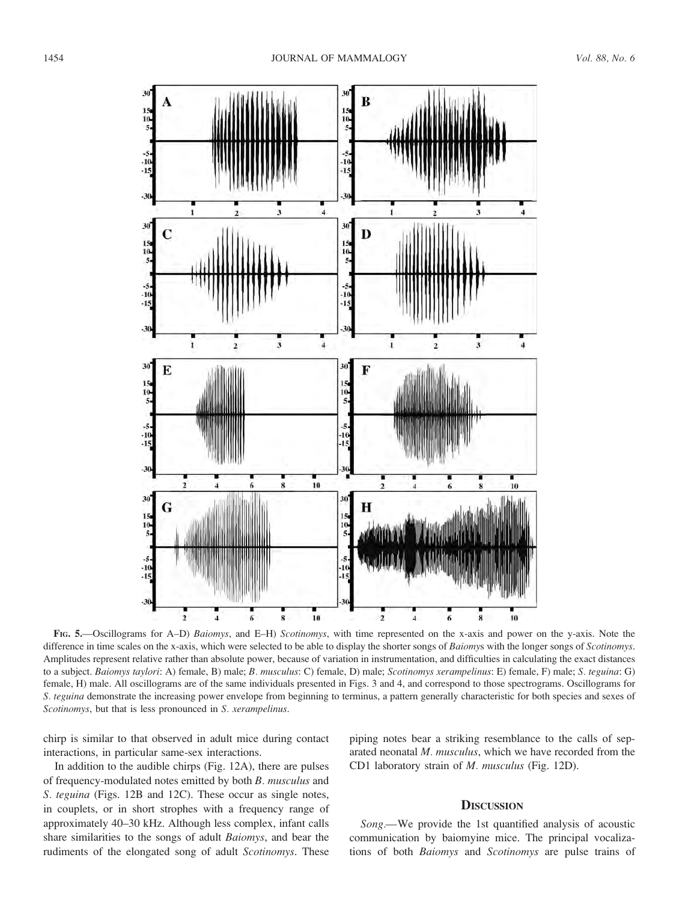FIG. 5.—Oscillograms for A–D) *Baiomys*, and E–H) *Scotinomys*, with time represented on the x-axis and power on the y-axis. Note the difference in time scales on the x-axis, which were selected to be able to display the shorter songs of *Baiomy*s with the longer songs of *Scotinomys*. Amplitudes represent relative rather than absolute power, because of variation in instrumentation, and difficulties in calculating the exact distances to a subject. *Baiomys taylori*: A) female, B) male; *B. musculus*: C) female, D) male; *Scotinomys xerampelinus*: E) female, F) male; *S. teguina*: G) female, H) male. All oscillograms are of the same individuals presented in Figs. 3 and 4, and correspond to those spectrograms. Oscillograms for *S. teguina* demonstrate the increasing power envelope from beginning to terminus, a pattern generally characteristic for both species and sexes of *Scotinomys*, but that is less pronounced in *S. xerampelinus*.

chirp is similar to that observed in adult mice during contact interactions, in particular same-sex interactions.

In addition to the audible chirps (Fig. 12A), there are pulses of frequency-modulated notes emitted by both *B. musculus* and *S. teguina* (Figs. 12B and 12C). These occur as single notes, in couplets, or in short strophes with a frequency range of approximately 40–30 kHz. Although less complex, infant calls share similarities to the songs of adult *Baiomys*, and bear the rudiments of the elongated song of adult *Scotinomys*. These piping notes bear a striking resemblance to the calls of separated neonatal *M. musculus*, which we have recorded from the CD1 laboratory strain of *M. musculus* (Fig. 12D).

## DISCUSSION

*Song*.—We provide the 1st quantified analysis of acoustic communication by baiomyine mice. The principal vocalizations of both *Baiomys* and *Scotinomys* are pulse trains of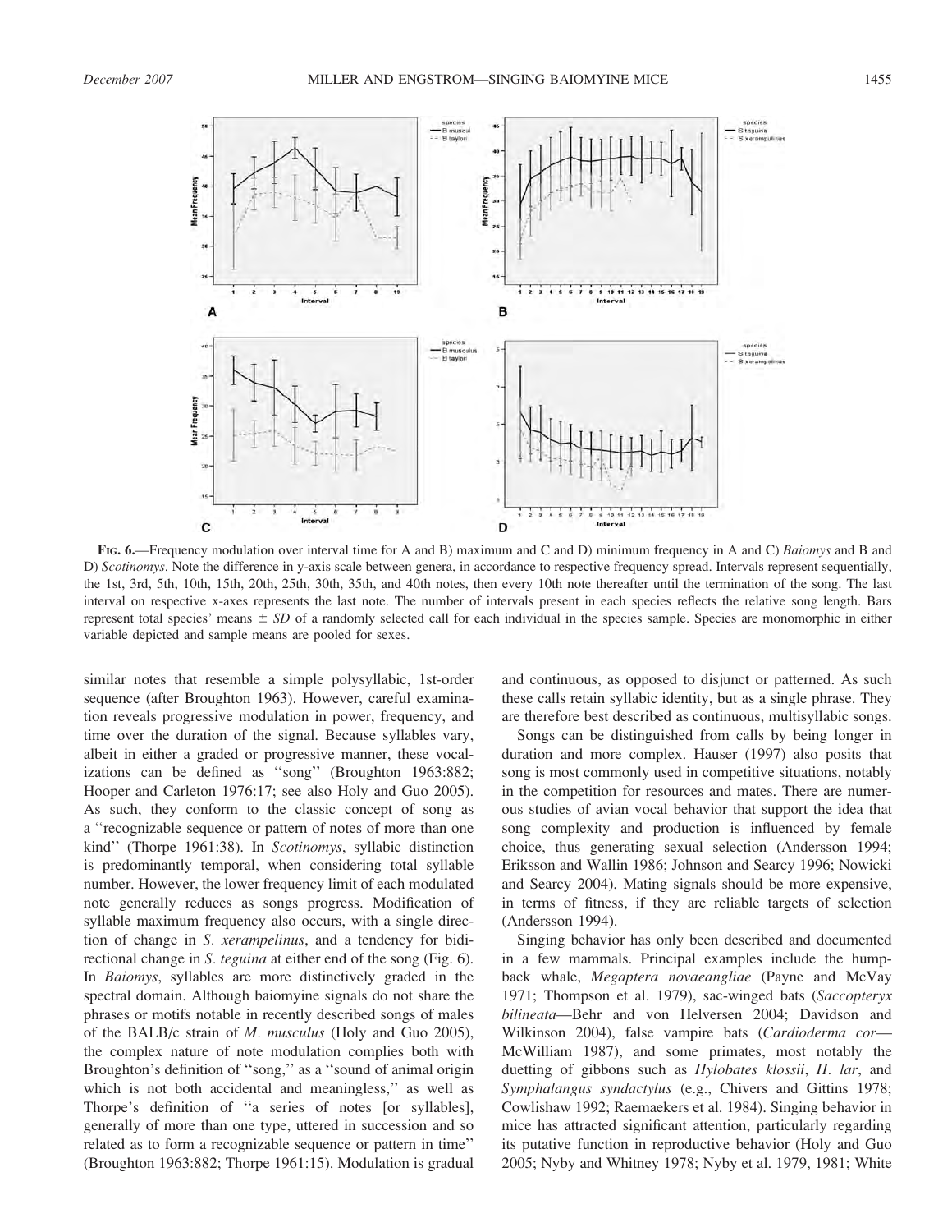**FIG. 6.**—Frequency modulation over interval time for A and B) maximum and C and D) minimum frequency in A and C) *Baiomys* and B and D) *Scotinomys*. Note the difference in y-axis scale between genera, in accordance to respective frequency spread. Intervals represent sequentially, the 1st, 3rd, 5th, 10th, 15th, 20th, 25th, 30th, 35th, and 40th notes, then every 10th note thereafter until the termination of the song. The last interval on respective x-axes represents the last note. The number of intervals present in each species reflects the relative song length. Bars represent total species' means ± *SD* of a randomly selected call for each individual in the species sample. Species are monomorphic in either variable depicted and sample means are pooled for sexes.

similar notes that resemble a simple polysyllabic, 1st-order sequence (after Broughton 1963). However, careful examination reveals progressive modulation in power, frequency, and time over the duration of the signal. Because syllables vary, albeit in either a graded or progressive manner, these vocalizations can be defined as "song" (Broughton 1963:882; Hooper and Carleton 1976:17; see also Holy and Guo 2005). As such, they conform to the classic concept of song as a "recognizable sequence or pattern of notes of more than one kind" (Thorpe 1961:38). In *Scotinomys*, syllabic distinction is predominantly temporal, when considering total syllable number. However, the lower frequency limit of each modulated note generally reduces as songs progress. Modification of syllable maximum frequency also occurs, with a single direction of change in *S. xerampelinus*, and a tendency for bidirectional change in *S. teguina* at either end of the song (Fig. 6). In *Baiomys*, syllables are more distinctively graded in the spectral domain. Although baiomyine signals do not share the phrases or motifs notable in recently described songs of males of the BALB/c strain of *M. musculus* (Holy and Guo 2005), the complex nature of note modulation complies both with Broughton's definition of "song," as a "sound of animal origin which is not both accidental and meaningless," as well as Thorpe's definition of "a series of notes [or syllables], generally of more than one type, uttered in succession and so related as to form a recognizable sequence or pattern in time" (Broughton 1963:882; Thorpe 1961:15). Modulation is gradual and continuous, as opposed to disjunct or patterned. As such these calls retain syllabic identity, but as a single phrase. They are therefore best described as continuous, multisyllabic songs.

Songs can be distinguished from calls by being longer in duration and more complex. Hauser (1997) also posits that song is most commonly used in competitive situations, notably in the competition for resources and mates. There are numerous studies of avian vocal behavior that support the idea that song complexity and production is influenced by female choice, thus generating sexual selection (Andersson 1994; Eriksson and Wallin 1986; Johnson and Searcy 1996; Nowicki and Searcy 2004). Mating signals should be more expensive, in terms of fitness, if they are reliable targets of selection (Andersson 1994).

Singing behavior has only been described and documented in a few mammals. Principal examples include the humpback whale, *Megaptera novaeangliae* (Payne and McVay 1971; Thompson et al. 1979), sac-winged bats (*Saccopteryx bilineata*—Behr and von Helversen 2004; Davidson and Wilkinson 2004), false vampire bats (*Cardioderma cor*—McWilliam 1987), and some primates, most notably the duetting of gibbons such as *Hylobates klossii*, *H. lar*, and *Symphalangus syndactylus* (e.g., Chivers and Gittins 1978; Cowlishaw 1992; Raemaekers et al. 1984). Singing behavior in mice has attracted significant attention, particularly regarding its putative function in reproductive behavior (Holy and Guo 2005; Nyby and Whitney 1978; Nyby et al. 1979, 1981; White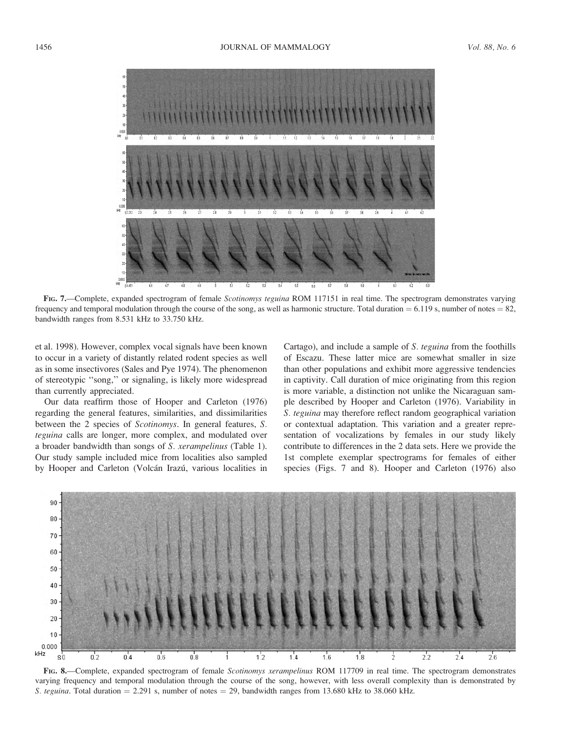FIG. 7.—Complete, expanded spectrogram of female *Scotinomys teguina* ROM 117151 in real time. The spectrogram demonstrates varying frequency and temporal modulation through the course of the song, as well as harmonic structure. Total duration = 6.119 s, number of notes = 82, bandwidth ranges from 8.531 kHz to 33.750 kHz.

et al. 1998). However, complex vocal signals have been known to occur in a variety of distantly related rodent species as well as in some insectivores (Sales and Pye 1974). The phenomenon of stereotypic ''song,'' or signaling, is likely more widespread than currently appreciated.

Our data reaffirm those of Hooper and Carleton (1976) regarding the general features, similarities, and dissimilarities between the 2 species of *Scotinomys*. In general features, *S. teguina* calls are longer, more complex, and modulated over a broader bandwidth than songs of *S. xerampelinus* (Table 1). Our study sample included mice from localities also sampled by Hooper and Carleton (Volcán Irazú, various localities in Cartago), and include a sample of *S. teguina* from the foothills of Escazu. These latter mice are somewhat smaller in size than other populations and exhibit more aggressive tendencies in captivity. Call duration of mice originating from this region is more variable, a distinction not unlike the Nicaraguan sample described by Hooper and Carleton (1976). Variability in *S. teguina* may therefore reflect random geographical variation or contextual adaptation. This variation and a greater representation of vocalizations by females in our study likely contribute to differences in the 2 data sets. Here we provide the 1st complete exemplar spectrograms for females of either species (Figs. 7 and 8). Hooper and Carleton (1976) also

FIG. 8.—Complete, expanded spectrogram of female *Scotinomys xerampelinus* ROM 117709 in real time. The spectrogram demonstrates varying frequency and temporal modulation through the course of the song, however, with less overall complexity than is demonstrated by *S. teguina*. Total duration = 2.291 s, number of notes = 29, bandwidth ranges from 13.680 kHz to 38.060 kHz.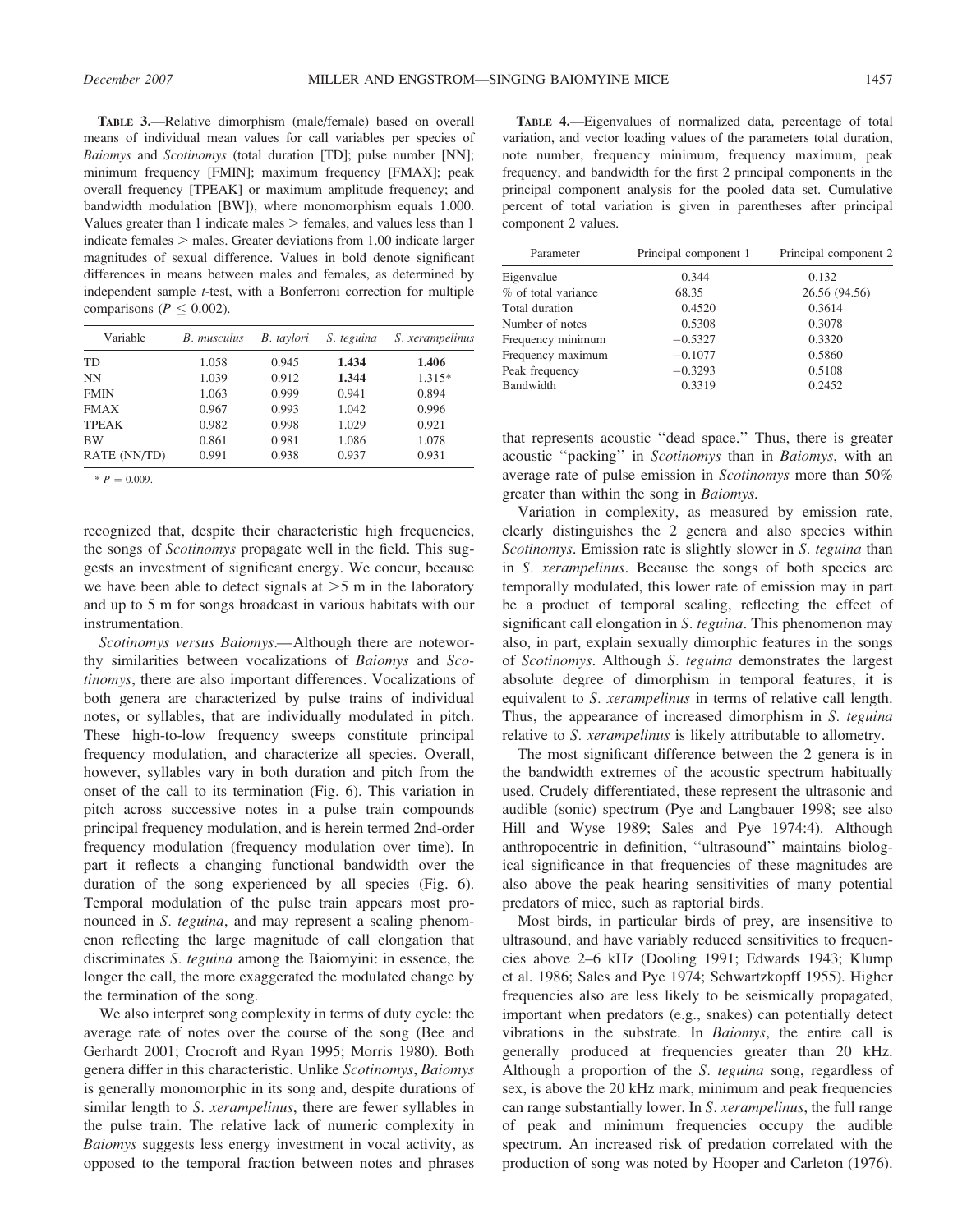**Table 3.**—Relative dimorphism (male/female) based on overall means of individual mean values for call variables per species of *Baiomys* and *Scotinomys* (total duration [TD]; pulse number [NN]; minimum frequency [FMIN]; maximum frequency [FMAX]; peak overall frequency [TPEAK] or maximum amplitude frequency; and bandwidth modulation [BW]), where monomorphism equals 1.000. Values greater than 1 indicate males > females, and values less than 1 indicate females > males. Greater deviations from 1.00 indicate larger magnitudes of sexual difference. Values in bold denote significant differences in means between males and females, as determined by independent sample *t*-test, with a Bonferroni correction for multiple comparisons ($P \leq 0.002$).

| Variable | *B. musculus* | *B. taylori* | *S. teguina* | *S. xerampelinus* |
|---|---|---|---|---|
| TD | 1.058 | 0.945 | **1.434** | **1.406** |
| NN | 1.039 | 0.912 | **1.344** | 1.315* |
| FMIN | 1.063 | 0.999 | 0.941 | 0.894 |
| FMAX | 0.967 | 0.993 | 1.042 | 0.996 |
| TPEAK | 0.982 | 0.998 | 1.029 | 0.921 |
| BW | 0.861 | 0.981 | 1.086 | 1.078 |
| RATE (NN/TD) | 0.991 | 0.938 | 0.937 | 0.931 |

* $P = 0.009$.

recognized that, despite their characteristic high frequencies, the songs of *Scotinomys* propagate well in the field. This suggests an investment of significant energy. We concur, because we have been able to detect signals at >5 m in the laboratory and up to 5 m for songs broadcast in various habitats with our instrumentation.

*Scotinomys versus Baiomys*.—Although there are noteworthy similarities between vocalizations of *Baiomys* and *Scotinomys*, there are also important differences. Vocalizations of both genera are characterized by pulse trains of individual notes, or syllables, that are individually modulated in pitch. These high-to-low frequency sweeps constitute principal frequency modulation, and characterize all species. Overall, however, syllables vary in both duration and pitch from the onset of the call to its termination (Fig. 6). This variation in pitch across successive notes in a pulse train compounds principal frequency modulation, and is herein termed 2nd-order frequency modulation (frequency modulation over time). In part it reflects a changing functional bandwidth over the duration of the song experienced by all species (Fig. 6). Temporal modulation of the pulse train appears most pronounced in *S. teguina*, and may represent a scaling phenomenon reflecting the large magnitude of call elongation that discriminates *S. teguina* among the Baiomyini: in essence, the longer the call, the more exaggerated the modulated change by the termination of the song.

We also interpret song complexity in terms of duty cycle: the average rate of notes over the course of the song (Bee and Gerhardt 2001; Crocroft and Ryan 1995; Morris 1980). Both genera differ in this characteristic. Unlike *Scotinomys*, *Baiomys* is generally monomorphic in its song and, despite durations of similar length to *S. xerampelinus*, there are fewer syllables in the pulse train. The relative lack of numeric complexity in *Baiomys* suggests less energy investment in vocal activity, as opposed to the temporal fraction between notes and phrases

**Table 4.**—Eigenvalues of normalized data, percentage of total variation, and vector loading values of the parameters total duration, note number, frequency minimum, frequency maximum, peak frequency, and bandwidth for the first 2 principal components in the principal component analysis for the pooled data set. Cumulative percent of total variation is given in parentheses after principal component 2 values.

| Parameter | Principal component 1 | Principal component 2 |
|---|---|---|
| Eigenvalue | 0.344 | 0.132 |
| % of total variance | 68.35 | 26.56 (94.56) |
| Total duration | 0.4520 | 0.3614 |
| Number of notes | 0.5308 | 0.3078 |
| Frequency minimum | −0.5327 | 0.3320 |
| Frequency maximum | −0.1077 | 0.5860 |
| Peak frequency | −0.3293 | 0.5108 |
| Bandwidth | 0.3319 | 0.2452 |

that represents acoustic ''dead space.'' Thus, there is greater acoustic ''packing'' in *Scotinomys* than in *Baiomys*, with an average rate of pulse emission in *Scotinomys* more than 50% greater than within the song in *Baiomys*.

Variation in complexity, as measured by emission rate, clearly distinguishes the 2 genera and also species within *Scotinomys*. Emission rate is slightly slower in *S. teguina* than in *S. xerampelinus*. Because the songs of both species are temporally modulated, this lower rate of emission may in part be a product of temporal scaling, reflecting the effect of significant call elongation in *S. teguina*. This phenomenon may also, in part, explain sexually dimorphic features in the songs of *Scotinomys*. Although *S. teguina* demonstrates the largest absolute degree of dimorphism in temporal features, it is equivalent to *S. xerampelinus* in terms of relative call length. Thus, the appearance of increased dimorphism in *S. teguina* relative to *S. xerampelinus* is likely attributable to allometry.

The most significant difference between the 2 genera is in the bandwidth extremes of the acoustic spectrum habitually used. Crudely differentiated, these represent the ultrasonic and audible (sonic) spectrum (Pye and Langbauer 1998; see also Hill and Wyse 1989; Sales and Pye 1974:4). Although anthropocentric in definition, ''ultrasound'' maintains biological significance in that frequencies of these magnitudes are also above the peak hearing sensitivities of many potential predators of mice, such as raptorial birds.

Most birds, in particular birds of prey, are insensitive to ultrasound, and have variably reduced sensitivities to frequencies above 2–6 kHz (Dooling 1991; Edwards 1943; Klump et al. 1986; Sales and Pye 1974; Schwartzkopff 1955). Higher frequencies also are less likely to be seismically propagated, important when predators (e.g., snakes) can potentially detect vibrations in the substrate. In *Baiomys*, the entire call is generally produced at frequencies greater than 20 kHz. Although a proportion of the *S. teguina* song, regardless of sex, is above the 20 kHz mark, minimum and peak frequencies can range substantially lower. In *S. xerampelinus*, the full range of peak and minimum frequencies occupy the audible spectrum. An increased risk of predation correlated with the production of song was noted by Hooper and Carleton (1976).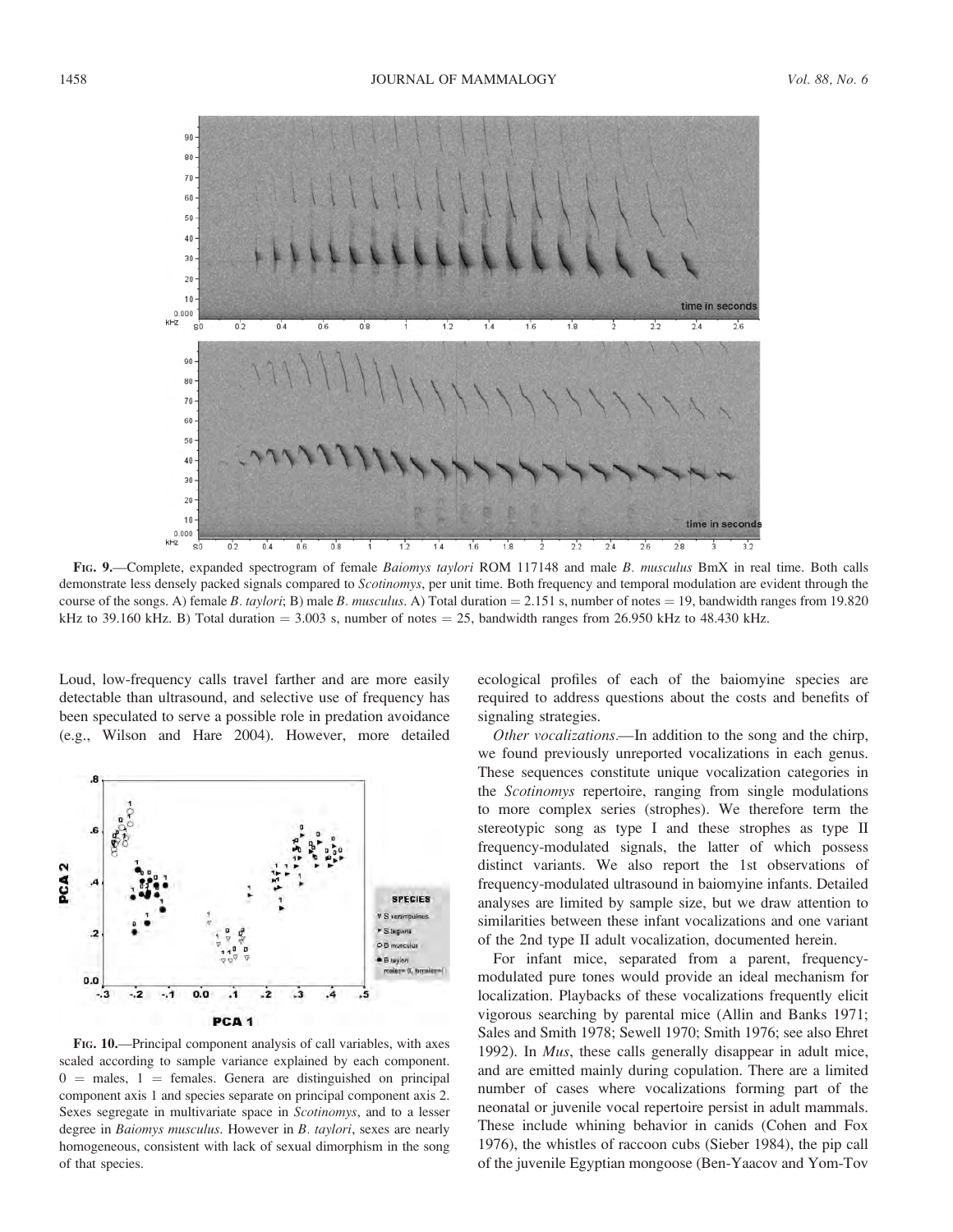FIG. 9.—Complete, expanded spectrogram of female *Baiomys taylori* ROM 117148 and male *B. musculus* BmX in real time. Both calls demonstrate less densely packed signals compared to *Scotinomys*, per unit time. Both frequency and temporal modulation are evident through the course of the songs. A) female *B. taylori*; B) male *B. musculus*. A) Total duration = 2.151 s, number of notes = 19, bandwidth ranges from 19.820 kHz to 39.160 kHz. B) Total duration = 3.003 s, number of notes = 25, bandwidth ranges from 26.950 kHz to 48.430 kHz.

Loud, low-frequency calls travel farther and are more easily detectable than ultrasound, and selective use of frequency has been speculated to serve a possible role in predation avoidance (e.g., Wilson and Hare 2004). However, more detailed ecological profiles of each of the baiomyine species are required to address questions about the costs and benefits of signaling strategies.

FIG. 10.—Principal component analysis of call variables, with axes scaled according to sample variance explained by each component. 0 = males, 1 = females. Genera are distinguished on principal component axis 1 and species separate on principal component axis 2. Sexes segregate in multivariate space in *Scotinomys*, and to a lesser degree in *Baiomys musculus*. However in *B. taylori*, sexes are nearly homogeneous, consistent with lack of sexual dimorphism in the song of that species.

*Other vocalizations*.—In addition to the song and the chirp, we found previously unreported vocalizations in each genus. These sequences constitute unique vocalization categories in the *Scotinomys* repertoire, ranging from single modulations to more complex series (strophes). We therefore term the stereotypic song as type I and these strophes as type II frequency-modulated signals, the latter of which possess distinct variants. We also report the 1st observations of frequency-modulated ultrasound in baiomyine infants. Detailed analyses are limited by sample size, but we draw attention to similarities between these infant vocalizations and one variant of the 2nd type II adult vocalization, documented herein.

For infant mice, separated from a parent, frequency-modulated pure tones would provide an ideal mechanism for localization. Playbacks of these vocalizations frequently elicit vigorous searching by parental mice (Allin and Banks 1971; Sales and Smith 1978; Sewell 1970; Smith 1976; see also Ehret 1992). In *Mus*, these calls generally disappear in adult mice, and are emitted mainly during copulation. There are a limited number of cases where vocalizations forming part of the neonatal or juvenile vocal repertoire persist in adult mammals. These include whining behavior in canids (Cohen and Fox 1976), the whistles of raccoon cubs (Sieber 1984), the pip call of the juvenile Egyptian mongoose (Ben-Yaacov and Yom-Tov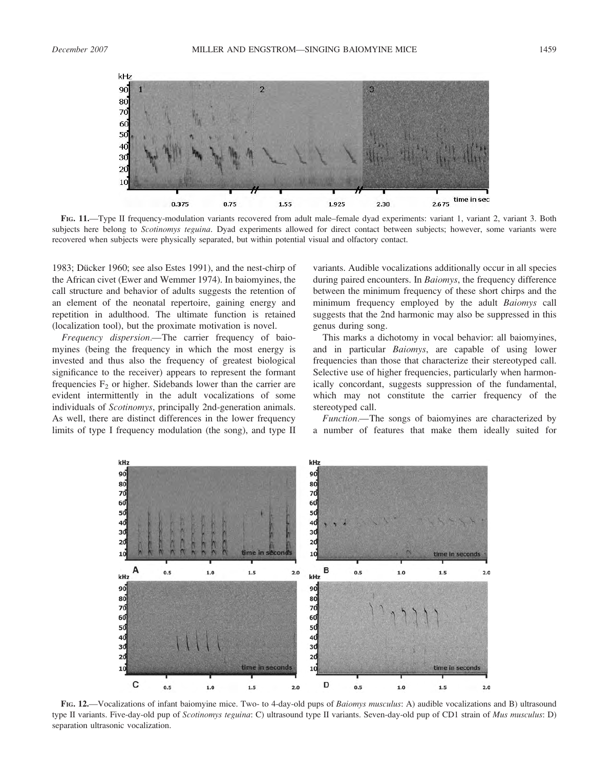FIG. 11.—Type II frequency-modulation variants recovered from adult male–female dyad experiments: variant 1, variant 2, variant 3. Both subjects here belong to *Scotinomys teguina*. Dyad experiments allowed for direct contact between subjects; however, some variants were recovered when subjects were physically separated, but within potential visual and olfactory contact.

1983; Dücker 1960; see also Estes 1991), and the nest-chirp of the African civet (Ewer and Wemmer 1974). In baiomyines, the call structure and behavior of adults suggests the retention of an element of the neonatal repertoire, gaining energy and repetition in adulthood. The ultimate function is retained (localization tool), but the proximate motivation is novel.

*Frequency dispersion*.—The carrier frequency of baiomyines (being the frequency in which the most energy is invested and thus also the frequency of greatest biological significance to the receiver) appears to represent the formant frequencies $F_2$ or higher. Sidebands lower than the carrier are evident intermittently in the adult vocalizations of some individuals of *Scotinomys*, principally 2nd-generation animals. As well, there are distinct differences in the lower frequency limits of type I frequency modulation (the song), and type II variants. Audible vocalizations additionally occur in all species during paired encounters. In *Baiomys*, the frequency difference between the minimum frequency of these short chirps and the minimum frequency employed by the adult *Baiomys* call suggests that the 2nd harmonic may also be suppressed in this genus during song.

This marks a dichotomy in vocal behavior: all baiomyines, and in particular *Baiomys*, are capable of using lower frequencies than those that characterize their stereotyped call. Selective use of higher frequencies, particularly when harmonically concordant, suggests suppression of the fundamental, which may not constitute the carrier frequency of the stereotyped call.

*Function*.—The songs of baiomyines are characterized by a number of features that make them ideally suited for

FIG. 12.—Vocalizations of infant baiomyine mice. Two- to 4-day-old pups of *Baiomys musculus*: A) audible vocalizations and B) ultrasound type II variants. Five-day-old pup of *Scotinomys teguina*: C) ultrasound type II variants. Seven-day-old pup of CD1 strain of *Mus musculus*: D) separation ultrasonic vocalization.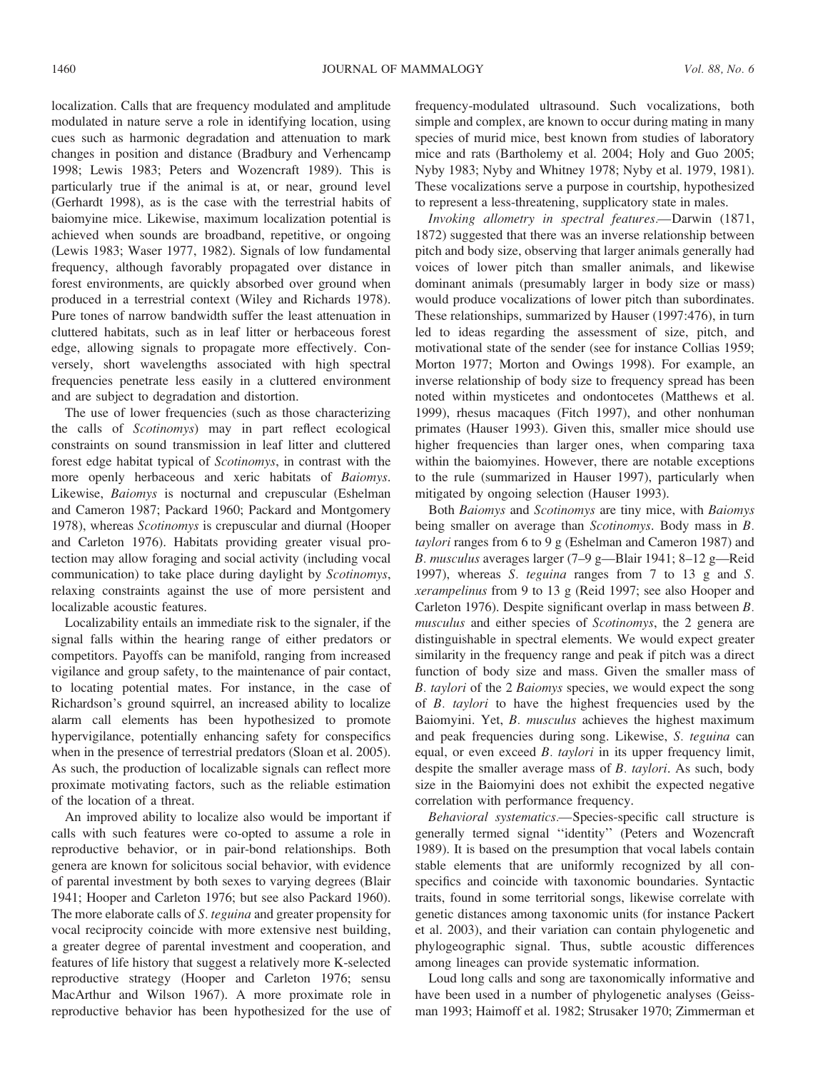localization. Calls that are frequency modulated and amplitude modulated in nature serve a role in identifying location, using cues such as harmonic degradation and attenuation to mark changes in position and distance (Bradbury and Verhencamp 1998; Lewis 1983; Peters and Wozencraft 1989). This is particularly true if the animal is at, or near, ground level (Gerhardt 1998), as is the case with the terrestrial habits of baiomyine mice. Likewise, maximum localization potential is achieved when sounds are broadband, repetitive, or ongoing (Lewis 1983; Waser 1977, 1982). Signals of low fundamental frequency, although favorably propagated over distance in forest environments, are quickly absorbed over ground when produced in a terrestrial context (Wiley and Richards 1978). Pure tones of narrow bandwidth suffer the least attenuation in cluttered habitats, such as in leaf litter or herbaceous forest edge, allowing signals to propagate more effectively. Conversely, short wavelengths associated with high spectral frequencies penetrate less easily in a cluttered environment and are subject to degradation and distortion.

The use of lower frequencies (such as those characterizing the calls of *Scotinomys*) may in part reflect ecological constraints on sound transmission in leaf litter and cluttered forest edge habitat typical of *Scotinomys*, in contrast with the more openly herbaceous and xeric habitats of *Baiomys*. Likewise, *Baiomys* is nocturnal and crepuscular (Eshelman and Cameron 1987; Packard 1960; Packard and Montgomery 1978), whereas *Scotinomys* is crepuscular and diurnal (Hooper and Carleton 1976). Habitats providing greater visual protection may allow foraging and social activity (including vocal communication) to take place during daylight by *Scotinomys*, relaxing constraints against the use of more persistent and localizable acoustic features.

Localizability entails an immediate risk to the signaler, if the signal falls within the hearing range of either predators or competitors. Payoffs can be manifold, ranging from increased vigilance and group safety, to the maintenance of pair contact, to locating potential mates. For instance, in the case of Richardson's ground squirrel, an increased ability to localize alarm call elements has been hypothesized to promote hypervigilance, potentially enhancing safety for conspecifics when in the presence of terrestrial predators (Sloan et al. 2005). As such, the production of localizable signals can reflect more proximate motivating factors, such as the reliable estimation of the location of a threat.

An improved ability to localize also would be important if calls with such features were co-opted to assume a role in reproductive behavior, or in pair-bond relationships. Both genera are known for solicitous social behavior, with evidence of parental investment by both sexes to varying degrees (Blair 1941; Hooper and Carleton 1976; but see also Packard 1960). The more elaborate calls of *S. teguina* and greater propensity for vocal reciprocity coincide with more extensive nest building, a greater degree of parental investment and cooperation, and features of life history that suggest a relatively more K-selected reproductive strategy (Hooper and Carleton 1976; sensu MacArthur and Wilson 1967). A more proximate role in reproductive behavior has been hypothesized for the use of frequency-modulated ultrasound. Such vocalizations, both simple and complex, are known to occur during mating in many species of murid mice, best known from studies of laboratory mice and rats (Bartholemy et al. 2004; Holy and Guo 2005; Nyby 1983; Nyby and Whitney 1978; Nyby et al. 1979, 1981). These vocalizations serve a purpose in courtship, hypothesized to represent a less-threatening, supplicatory state in males.

*Invoking allometry in spectral features*.—Darwin (1871, 1872) suggested that there was an inverse relationship between pitch and body size, observing that larger animals generally had voices of lower pitch than smaller animals, and likewise dominant animals (presumably larger in body size or mass) would produce vocalizations of lower pitch than subordinates. These relationships, summarized by Hauser (1997:476), in turn led to ideas regarding the assessment of size, pitch, and motivational state of the sender (see for instance Collias 1959; Morton 1977; Morton and Owings 1998). For example, an inverse relationship of body size to frequency spread has been noted within mysticetes and ondontocetes (Matthews et al. 1999), rhesus macaques (Fitch 1997), and other nonhuman primates (Hauser 1993). Given this, smaller mice should use higher frequencies than larger ones, when comparing taxa within the baiomyines. However, there are notable exceptions to the rule (summarized in Hauser 1997), particularly when mitigated by ongoing selection (Hauser 1993).

Both *Baiomys* and *Scotinomys* are tiny mice, with *Baiomys* being smaller on average than *Scotinomys*. Body mass in *B. taylori* ranges from 6 to 9 g (Eshelman and Cameron 1987) and *B. musculus* averages larger (7–9 g—Blair 1941; 8–12 g—Reid 1997), whereas *S. teguina* ranges from 7 to 13 g and *S. xerampelinus* from 9 to 13 g (Reid 1997; see also Hooper and Carleton 1976). Despite significant overlap in mass between *B. musculus* and either species of *Scotinomys*, the 2 genera are distinguishable in spectral elements. We would expect greater similarity in the frequency range and peak if pitch was a direct function of body size and mass. Given the smaller mass of *B. taylori* of the 2 *Baiomys* species, we would expect the song of *B. taylori* to have the highest frequencies used by the Baiomyini. Yet, *B. musculus* achieves the highest maximum and peak frequencies during song. Likewise, *S. teguina* can equal, or even exceed *B. taylori* in its upper frequency limit, despite the smaller average mass of *B. taylori*. As such, body size in the Baiomyini does not exhibit the expected negative correlation with performance frequency.

*Behavioral systematics*.—Species-specific call structure is generally termed signal "identity" (Peters and Wozencraft 1989). It is based on the presumption that vocal labels contain stable elements that are uniformly recognized by all conspecifics and coincide with taxonomic boundaries. Syntactic traits, found in some territorial songs, likewise correlate with genetic distances among taxonomic units (for instance Packert et al. 2003), and their variation can contain phylogenetic and phylogeographic signal. Thus, subtle acoustic differences among lineages can provide systematic information.

Loud long calls and song are taxonomically informative and have been used in a number of phylogenetic analyses (Geissman 1993; Haimoff et al. 1982; Strusaker 1970; Zimmerman et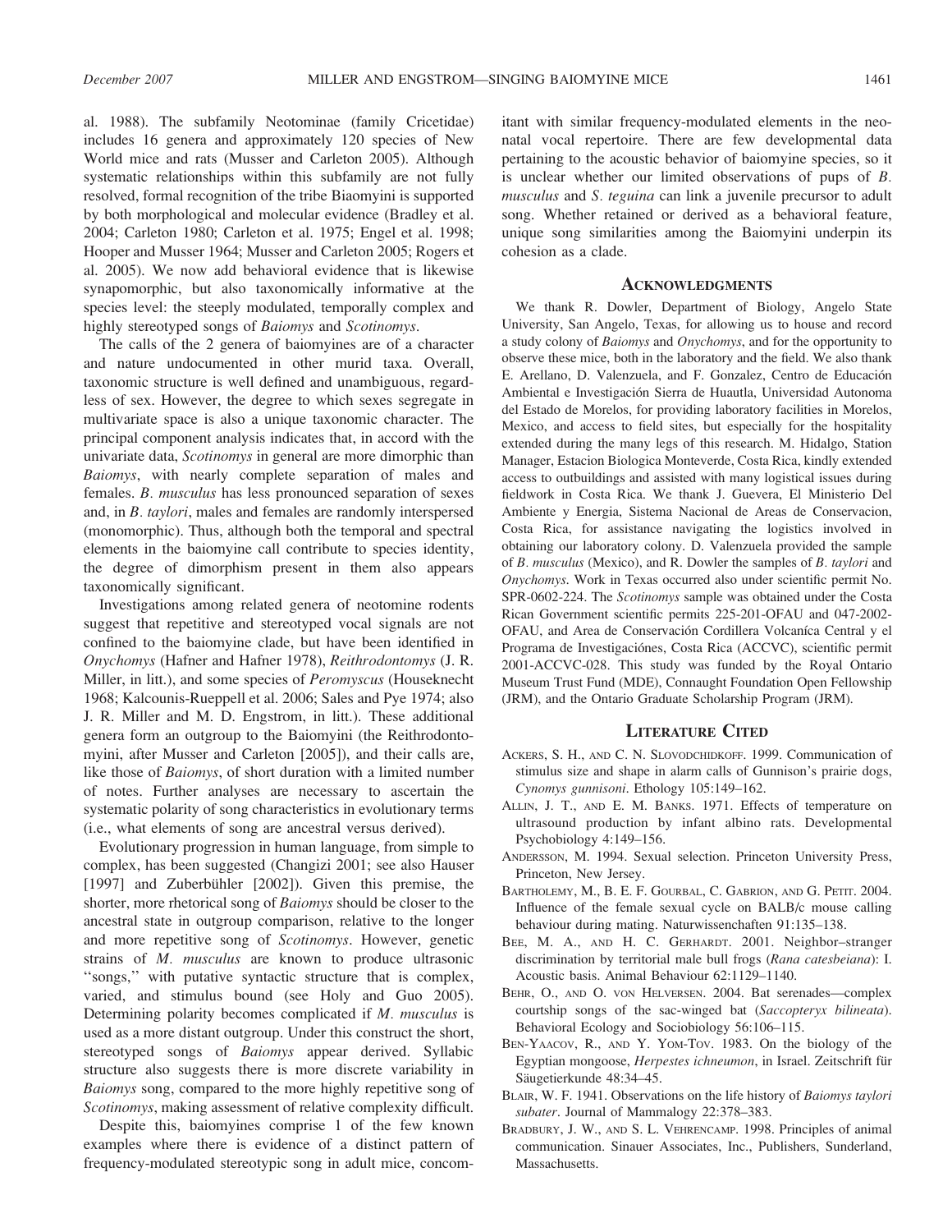al. 1988). The subfamily Neotominae (family Cricetidae) includes 16 genera and approximately 120 species of New World mice and rats (Musser and Carleton 2005). Although systematic relationships within this subfamily are not fully resolved, formal recognition of the tribe Biaomyini is supported by both morphological and molecular evidence (Bradley et al. 2004; Carleton 1980; Carleton et al. 1975; Engel et al. 1998; Hooper and Musser 1964; Musser and Carleton 2005; Rogers et al. 2005). We now add behavioral evidence that is likewise synapomorphic, but also taxonomically informative at the species level: the steeply modulated, temporally complex and highly stereotyped songs of *Baiomys* and *Scotinomys*.

The calls of the 2 genera of baiomyines are of a character and nature undocumented in other murid taxa. Overall, taxonomic structure is well defined and unambiguous, regardless of sex. However, the degree to which sexes segregate in multivariate space is also a unique taxonomic character. The principal component analysis indicates that, in accord with the univariate data, *Scotinomys* in general are more dimorphic than *Baiomys*, with nearly complete separation of males and females. *B. musculus* has less pronounced separation of sexes and, in *B. taylori*, males and females are randomly interspersed (monomorphic). Thus, although both the temporal and spectral elements in the baiomyine call contribute to species identity, the degree of dimorphism present in them also appears taxonomically significant.

Investigations among related genera of neotomine rodents suggest that repetitive and stereotyped vocal signals are not confined to the baiomyine clade, but have been identified in *Onychomys* (Hafner and Hafner 1978), *Reithrodontomys* (J. R. Miller, in litt.), and some species of *Peromyscus* (Houseknecht 1968; Kalcounis-Rueppell et al. 2006; Sales and Pye 1974; also J. R. Miller and M. D. Engstrom, in litt.). These additional genera form an outgroup to the Baiomyini (the Reithrodontomyini, after Musser and Carleton [2005]), and their calls are, like those of *Baiomys*, of short duration with a limited number of notes. Further analyses are necessary to ascertain the systematic polarity of song characteristics in evolutionary terms (i.e., what elements of song are ancestral versus derived).

Evolutionary progression in human language, from simple to complex, has been suggested (Changizi 2001; see also Hauser [1997] and Zuberbühler [2002]). Given this premise, the shorter, more rhetorical song of *Baiomys* should be closer to the ancestral state in outgroup comparison, relative to the longer and more repetitive song of *Scotinomys*. However, genetic strains of *M. musculus* are known to produce ultrasonic ''songs,'' with putative syntactic structure that is complex, varied, and stimulus bound (see Holy and Guo 2005). Determining polarity becomes complicated if *M. musculus* is used as a more distant outgroup. Under this construct the short, stereotyped songs of *Baiomys* appear derived. Syllabic structure also suggests there is more discrete variability in *Baiomys* song, compared to the more highly repetitive song of *Scotinomys*, making assessment of relative complexity difficult.

Despite this, baiomyines comprise 1 of the few known examples where there is evidence of a distinct pattern of frequency-modulated stereotypic song in adult mice, concomitant with similar frequency-modulated elements in the neonatal vocal repertoire. There are few developmental data pertaining to the acoustic behavior of baiomyine species, so it is unclear whether our limited observations of pups of *B. musculus* and *S. teguina* can link a juvenile precursor to adult song. Whether retained or derived as a behavioral feature, unique song similarities among the Baiomyini underpin its cohesion as a clade.

## Acknowledgments

We thank R. Dowler, Department of Biology, Angelo State University, San Angelo, Texas, for allowing us to house and record a study colony of *Baiomys* and *Onychomys*, and for the opportunity to observe these mice, both in the laboratory and the field. We also thank E. Arellano, D. Valenzuela, and F. Gonzalez, Centro de Educación Ambiental e Investigación Sierra de Huautla, Universidad Autonoma del Estado de Morelos, for providing laboratory facilities in Morelos, Mexico, and access to field sites, but especially for the hospitality extended during the many legs of this research. M. Hidalgo, Station Manager, Estacion Biologica Monteverde, Costa Rica, kindly extended access to outbuildings and assisted with many logistical issues during fieldwork in Costa Rica. We thank J. Guevera, El Ministerio Del Ambiente y Energia, Sistema Nacional de Areas de Conservacion, Costa Rica, for assistance navigating the logistics involved in obtaining our laboratory colony. D. Valenzuela provided the sample of *B. musculus* (Mexico), and R. Dowler the samples of *B. taylori* and *Onychomys*. Work in Texas occurred also under scientific permit No. SPR-0602-224. The *Scotinomys* sample was obtained under the Costa Rican Government scientific permits 225-201-OFAU and 047-2002-OFAU, and Area de Conservación Cordillera Volcaníca Central y el Programa de Investigaciónes, Costa Rica (ACCVC), scientific permit 2001-ACCVC-028. This study was funded by the Royal Ontario Museum Trust Fund (MDE), Connaught Foundation Open Fellowship (JRM), and the Ontario Graduate Scholarship Program (JRM).

## Literature Cited

Ackers, S. H., and C. N. Slovodchikoff. 1999. Communication of stimulus size and shape in alarm calls of Gunnison's prairie dogs, *Cynomys gunnisoni*. Ethology 105:149–162.

Allin, J. T., and E. M. Banks. 1971. Effects of temperature on ultrasound production by infant albino rats. Developmental Psychobiology 4:149–156.

Andersson, M. 1994. Sexual selection. Princeton University Press, Princeton, New Jersey.

Bartholemy, M., B. E. F. Gourbal, C. Gabrion, and G. Petit. 2004. Influence of the female sexual cycle on BALB/c mouse calling behaviour during mating. Naturwissenschaften 91:135–138.

Bee, M. A., and H. C. Gerhardt. 2001. Neighbor–stranger discrimination by territorial male bull frogs (*Rana catesbeiana*): I. Acoustic basis. Animal Behaviour 62:1129–1140.

Behr, O., and O. von Helversen. 2004. Bat serenades—complex courtship songs of the sac-winged bat (*Saccopteryx bilineata*). Behavioral Ecology and Sociobiology 56:106–115.

Ben-Yaacov, R., and Y. Yom-Tov. 1983. On the biology of the Egyptian mongoose, *Herpestes ichneumon*, in Israel. Zeitschrift für Säugetierkunde 48:34–45.

Blair, W. F. 1941. Observations on the life history of *Baiomys taylori subater*. Journal of Mammalogy 22:378–383.

Bradbury, J. W., and S. L. Vehrencamp. 1998. Principles of animal communication. Sinauer Associates, Inc., Publishers, Sunderland, Massachusetts.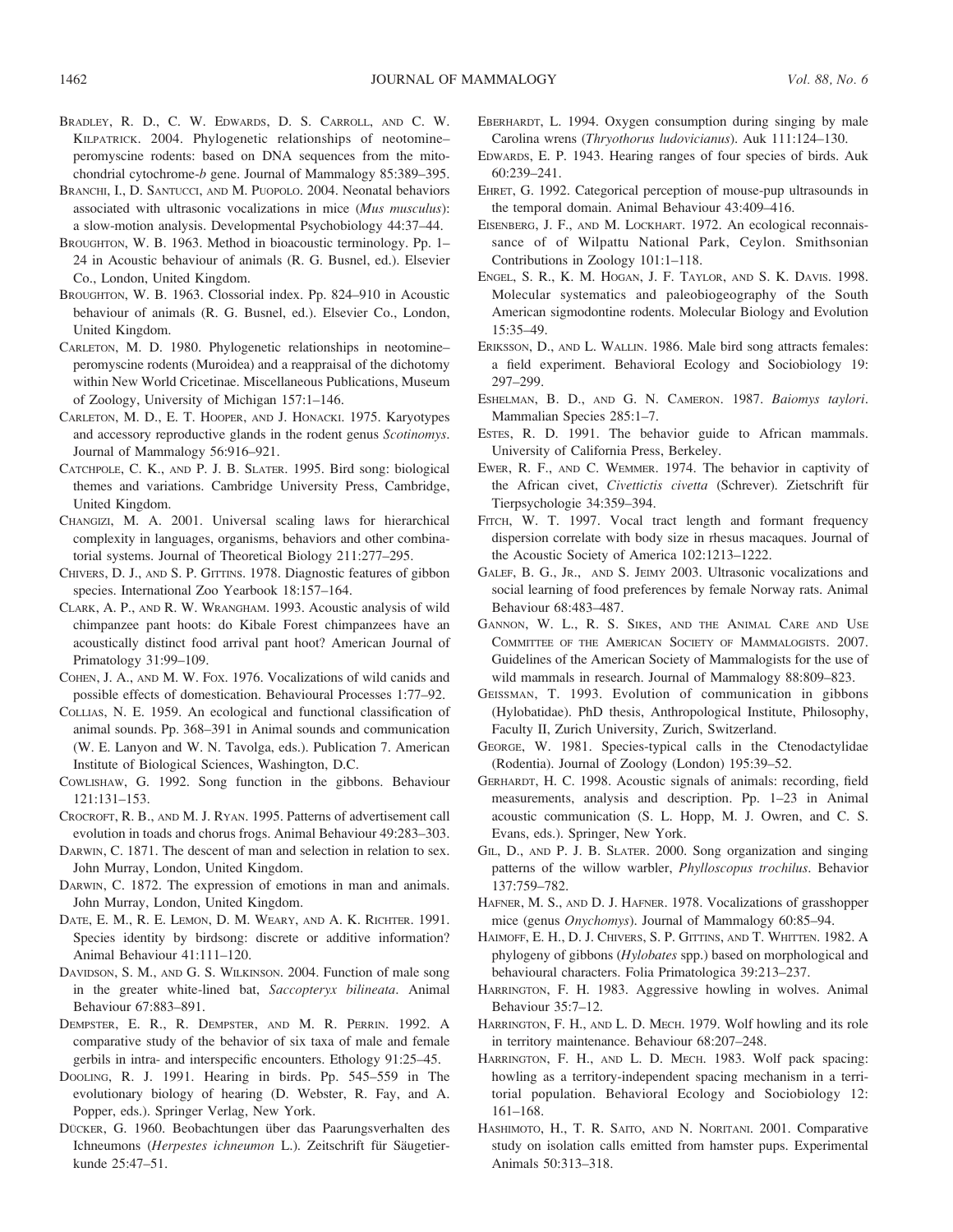Bradley, R. D., C. W. Edwards, D. S. Carroll, and C. W. Kilpatrick. 2004. Phylogenetic relationships of neotomine–peromyscine rodents: based on DNA sequences from the mitochondrial cytochrome-*b* gene. Journal of Mammalogy 85:389–395.

Branchi, I., D. Santucci, and M. Puopolo. 2004. Neonatal behaviors associated with ultrasonic vocalizations in mice (*Mus musculus*): a slow-motion analysis. Developmental Psychobiology 44:37–44.

Broughton, W. B. 1963. Method in bioacoustic terminology. Pp. 1–24 in Acoustic behaviour of animals (R. G. Busnel, ed.). Elsevier Co., London, United Kingdom.

Broughton, W. B. 1963. Clossorial index. Pp. 824–910 in Acoustic behaviour of animals (R. G. Busnel, ed.). Elsevier Co., London, United Kingdom.

Carleton, M. D. 1980. Phylogenetic relationships in neotomine–peromyscine rodents (Muroidea) and a reappraisal of the dichotomy within New World Cricetinae. Miscellaneous Publications, Museum of Zoology, University of Michigan 157:1–146.

Carleton, M. D., E. T. Hooper, and J. Honacki. 1975. Karyotypes and accessory reproductive glands in the rodent genus *Scotinomys*. Journal of Mammalogy 56:916–921.

Catchpole, C. K., and P. J. B. Slater. 1995. Bird song: biological themes and variations. Cambridge University Press, Cambridge, United Kingdom.

Changizi, M. A. 2001. Universal scaling laws for hierarchical complexity in languages, organisms, behaviors and other combinatorial systems. Journal of Theoretical Biology 211:277–295.

Chivers, D. J., and S. P. Gittins. 1978. Diagnostic features of gibbon species. International Zoo Yearbook 18:157–164.

Clark, A. P., and R. W. Wrangham. 1993. Acoustic analysis of wild chimpanzee pant hoots: do Kibale Forest chimpanzees have an acoustically distinct food arrival pant hoot? American Journal of Primatology 31:99–109.

Cohen, J. A., and M. W. Fox. 1976. Vocalizations of wild canids and possible effects of domestication. Behavioural Processes 1:77–92.

Collias, N. E. 1959. An ecological and functional classification of animal sounds. Pp. 368–391 in Animal sounds and communication (W. E. Lanyon and W. N. Tavolga, eds.). Publication 7. American Institute of Biological Sciences, Washington, D.C.

Cowlishaw, G. 1992. Song function in the gibbons. Behaviour 121:131–153.

Crocroft, R. B., and M. J. Ryan. 1995. Patterns of advertisement call evolution in toads and chorus frogs. Animal Behaviour 49:283–303.

Darwin, C. 1871. The descent of man and selection in relation to sex. John Murray, London, United Kingdom.

Darwin, C. 1872. The expression of emotions in man and animals. John Murray, London, United Kingdom.

Date, E. M., R. E. Lemon, D. M. Weary, and A. K. Richter. 1991. Species identity by birdsong: discrete or additive information? Animal Behaviour 41:111–120.

Davidson, S. M., and G. S. Wilkinson. 2004. Function of male song in the greater white-lined bat, *Saccopteryx bilineata*. Animal Behaviour 67:883–891.

Dempster, E. R., R. Dempster, and M. R. Perrin. 1992. A comparative study of the behavior of six taxa of male and female gerbils in intra- and interspecific encounters. Ethology 91:25–45.

Dooling, R. J. 1991. Hearing in birds. Pp. 545–559 in The evolutionary biology of hearing (D. Webster, R. Fay, and A. Popper, eds.). Springer Verlag, New York.

Dücker, G. 1960. Beobachtungen über das Paarungsverhalten des Ichneumons (*Herpestes ichneumon* L.). Zeitschrift für Säugetierkunde 25:47–51.

Eberhardt, L. 1994. Oxygen consumption during singing by male Carolina wrens (*Thryothorus ludovicianus*). Auk 111:124–130.

Edwards, E. P. 1943. Hearing ranges of four species of birds. Auk 60:239–241.

Ehret, G. 1992. Categorical perception of mouse-pup ultrasounds in the temporal domain. Animal Behaviour 43:409–416.

Eisenberg, J. F., and M. Lockhart. 1972. An ecological reconnaissance of of Wilpattu National Park, Ceylon. Smithsonian Contributions in Zoology 101:1–118.

Engel, S. R., K. M. Hogan, J. F. Taylor, and S. K. Davis. 1998. Molecular systematics and paleobiogeography of the South American sigmodontine rodents. Molecular Biology and Evolution 15:35–49.

Eriksson, D., and L. Wallin. 1986. Male bird song attracts females: a field experiment. Behavioral Ecology and Sociobiology 19: 297–299.

Eshelman, B. D., and G. N. Cameron. 1987. *Baiomys taylori*. Mammalian Species 285:1–7.

Estes, R. D. 1991. The behavior guide to African mammals. University of California Press, Berkeley.

Ewer, R. F., and C. Wemmer. 1974. The behavior in captivity of the African civet, *Civettictis civetta* (Schrever). Zietschrift für Tierpsychologie 34:359–394.

Fitch, W. T. 1997. Vocal tract length and formant frequency dispersion correlate with body size in rhesus macaques. Journal of the Acoustic Society of America 102:1213–1222.

Galef, B. G., Jr., and S. Jeimy 2003. Ultrasonic vocalizations and social learning of food preferences by female Norway rats. Animal Behaviour 68:483–487.

Gannon, W. L., R. S. Sikes, and the Animal Care and Use Committee of the American Society of Mammalogists. 2007. Guidelines of the American Society of Mammalogists for the use of wild mammals in research. Journal of Mammalogy 88:809–823.

Geissman, T. 1993. Evolution of communication in gibbons (Hylobatidae). PhD thesis, Anthropological Institute, Philosophy, Faculty II, Zurich University, Zurich, Switzerland.

George, W. 1981. Species-typical calls in the Ctenodactylidae (Rodentia). Journal of Zoology (London) 195:39–52.

Gerhardt, H. C. 1998. Acoustic signals of animals: recording, field measurements, analysis and description. Pp. 1–23 in Animal acoustic communication (S. L. Hopp, M. J. Owren, and C. S. Evans, eds.). Springer, New York.

Gil, D., and P. J. B. Slater. 2000. Song organization and singing patterns of the willow warbler, *Phylloscopus trochilus*. Behavior 137:759–782.

Hafner, M. S., and D. J. Hafner. 1978. Vocalizations of grasshopper mice (genus *Onychomys*). Journal of Mammalogy 60:85–94.

Haimoff, E. H., D. J. Chivers, S. P. Gittins, and T. Whitten. 1982. A phylogeny of gibbons (*Hylobates* spp.) based on morphological and behavioural characters. Folia Primatologica 39:213–237.

Harrington, F. H. 1983. Aggressive howling in wolves. Animal Behaviour 35:7–12.

Harrington, F. H., and L. D. Mech. 1979. Wolf howling and its role in territory maintenance. Behaviour 68:207–248.

Harrington, F. H., and L. D. Mech. 1983. Wolf pack spacing: howling as a territory-independent spacing mechanism in a territorial population. Behavioral Ecology and Sociobiology 12: 161–168.

Hashimoto, H., T. R. Saito, and N. Noritani. 2001. Comparative study on isolation calls emitted from hamster pups. Experimental Animals 50:313–318.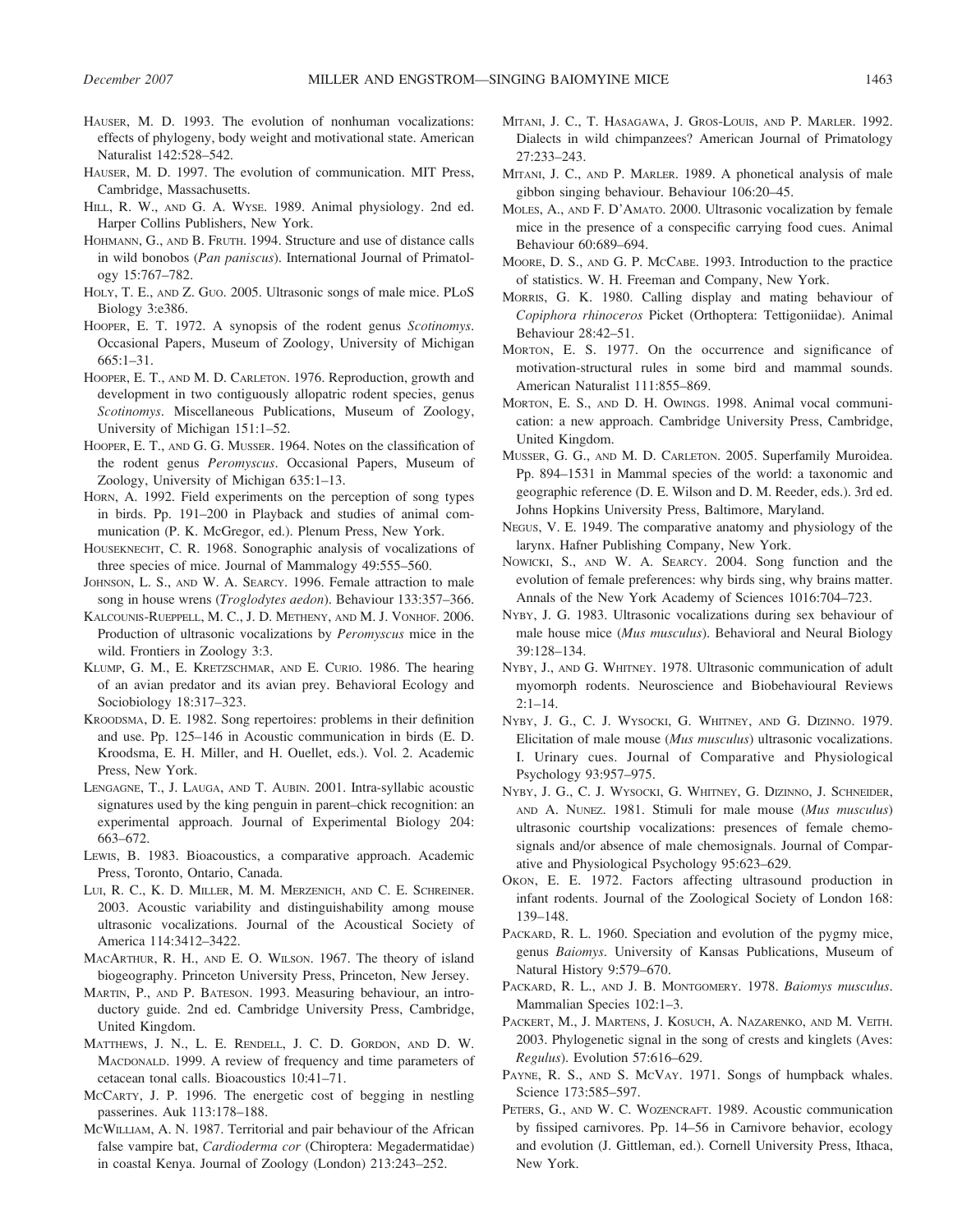Hauser, M. D. 1993. The evolution of nonhuman vocalizations: effects of phylogeny, body weight and motivational state. American Naturalist 142:528–542.

Hauser, M. D. 1997. The evolution of communication. MIT Press, Cambridge, Massachusetts.

Hill, R. W., and G. A. Wyse. 1989. Animal physiology. 2nd ed. Harper Collins Publishers, New York.

Hohmann, G., and B. Fruth. 1994. Structure and use of distance calls in wild bonobos (*Pan paniscus*). International Journal of Primatology 15:767–782.

Holy, T. E., and Z. Guo. 2005. Ultrasonic songs of male mice. PLoS Biology 3:e386.

Hooper, E. T. 1972. A synopsis of the rodent genus *Scotinomys*. Occasional Papers, Museum of Zoology, University of Michigan 665:1–31.

Hooper, E. T., and M. D. Carleton. 1976. Reproduction, growth and development in two contiguously allopatric rodent species, genus *Scotinomys*. Miscellaneous Publications, Museum of Zoology, University of Michigan 151:1–52.

Hooper, E. T., and G. G. Musser. 1964. Notes on the classification of the rodent genus *Peromyscus*. Occasional Papers, Museum of Zoology, University of Michigan 635:1–13.

Horn, A. 1992. Field experiments on the perception of song types in birds. Pp. 191–200 in Playback and studies of animal communication (P. K. McGregor, ed.). Plenum Press, New York.

Houseknecht, C. R. 1968. Sonographic analysis of vocalizations of three species of mice. Journal of Mammalogy 49:555–560.

Johnson, L. S., and W. A. Searcy. 1996. Female attraction to male song in house wrens (*Troglodytes aedon*). Behaviour 133:357–366.

Kalcounis-Rueppell, M. C., J. D. Metheny, and M. J. Vonhof. 2006. Production of ultrasonic vocalizations by *Peromyscus* mice in the wild. Frontiers in Zoology 3:3.

Klump, G. M., E. Kretzschmar, and E. Curio. 1986. The hearing of an avian predator and its avian prey. Behavioral Ecology and Sociobiology 18:317–323.

Kroodsma, D. E. 1982. Song repertoires: problems in their definition and use. Pp. 125–146 in Acoustic communication in birds (E. D. Kroodsma, E. H. Miller, and H. Ouellet, eds.). Vol. 2. Academic Press, New York.

Lengagne, T., J. Lauga, and T. Aubin. 2001. Intra-syllabic acoustic signatures used by the king penguin in parent–chick recognition: an experimental approach. Journal of Experimental Biology 204: 663–672.

Lewis, B. 1983. Bioacoustics, a comparative approach. Academic Press, Toronto, Ontario, Canada.

Lui, R. C., K. D. Miller, M. M. Merzenich, and C. E. Schreiner. 2003. Acoustic variability and distinguishability among mouse ultrasonic vocalizations. Journal of the Acoustical Society of America 114:3412–3422.

MacArthur, R. H., and E. O. Wilson. 1967. The theory of island biogeography. Princeton University Press, Princeton, New Jersey.

Martin, P., and P. Bateson. 1993. Measuring behaviour, an introductory guide. 2nd ed. Cambridge University Press, Cambridge, United Kingdom.

Matthews, J. N., L. E. Rendell, J. C. D. Gordon, and D. W. MacDonald. 1999. A review of frequency and time parameters of cetacean tonal calls. Bioacoustics 10:41–71.

McCarty, J. P. 1996. The energetic cost of begging in nestling passerines. Auk 113:178–188.

McWilliam, A. N. 1987. Territorial and pair behaviour of the African false vampire bat, *Cardioderma cor* (Chiroptera: Megadermatidae) in coastal Kenya. Journal of Zoology (London) 213:243–252.

Mitani, J. C., T. Hasagawa, J. Gros-Louis, and P. Marler. 1992. Dialects in wild chimpanzees? American Journal of Primatology 27:233–243.

Mitani, J. C., and P. Marler. 1989. A phonetical analysis of male gibbon singing behaviour. Behaviour 106:20–45.

Moles, A., and F. D'Amato. 2000. Ultrasonic vocalization by female mice in the presence of a conspecific carrying food cues. Animal Behaviour 60:689–694.

Moore, D. S., and G. P. McCabe. 1993. Introduction to the practice of statistics. W. H. Freeman and Company, New York.

Morris, G. K. 1980. Calling display and mating behaviour of *Copiphora rhinoceros* Picket (Orthoptera: Tettigoniidae). Animal Behaviour 28:42–51.

Morton, E. S. 1977. On the occurrence and significance of motivation-structural rules in some bird and mammal sounds. American Naturalist 111:855–869.

Morton, E. S., and D. H. Owings. 1998. Animal vocal communication: a new approach. Cambridge University Press, Cambridge, United Kingdom.

Musser, G. G., and M. D. Carleton. 2005. Superfamily Muroidea. Pp. 894–1531 in Mammal species of the world: a taxonomic and geographic reference (D. E. Wilson and D. M. Reeder, eds.). 3rd ed. Johns Hopkins University Press, Baltimore, Maryland.

Negus, V. E. 1949. The comparative anatomy and physiology of the larynx. Hafner Publishing Company, New York.

Nowicki, S., and W. A. Searcy. 2004. Song function and the evolution of female preferences: why birds sing, why brains matter. Annals of the New York Academy of Sciences 1016:704–723.

Nyby, J. G. 1983. Ultrasonic vocalizations during sex behaviour of male house mice (*Mus musculus*). Behavioral and Neural Biology 39:128–134.

Nyby, J., and G. Whitney. 1978. Ultrasonic communication of adult myomorph rodents. Neuroscience and Biobehavioural Reviews 2:1–14.

Nyby, J. G., C. J. Wysocki, G. Whitney, and G. Dizinno. 1979. Elicitation of male mouse (*Mus musculus*) ultrasonic vocalizations. I. Urinary cues. Journal of Comparative and Physiological Psychology 93:957–975.

Nyby, J. G., C. J. Wysocki, G. Whitney, G. Dizinno, J. Schneider, and A. Nunez. 1981. Stimuli for male mouse (*Mus musculus*) ultrasonic courtship vocalizations: presences of female chemosignals and/or absence of male chemosignals. Journal of Comparative and Physiological Psychology 95:623–629.

Okon, E. E. 1972. Factors affecting ultrasound production in infant rodents. Journal of the Zoological Society of London 168: 139–148.

Packard, R. L. 1960. Speciation and evolution of the pygmy mice, genus *Baiomys*. University of Kansas Publications, Museum of Natural History 9:579–670.

Packard, R. L., and J. B. Montgomery. 1978. *Baiomys musculus*. Mammalian Species 102:1–3.

Packert, M., J. Martens, J. Kosuch, A. Nazarenko, and M. Veith. 2003. Phylogenetic signal in the song of crests and kinglets (Aves: *Regulus*). Evolution 57:616–629.

Payne, R. S., and S. McVay. 1971. Songs of humpback whales. Science 173:585–597.

Peters, G., and W. C. Wozencraft. 1989. Acoustic communication by fissiped carnivores. Pp. 14–56 in Carnivore behavior, ecology and evolution (J. Gittleman, ed.). Cornell University Press, Ithaca, New York.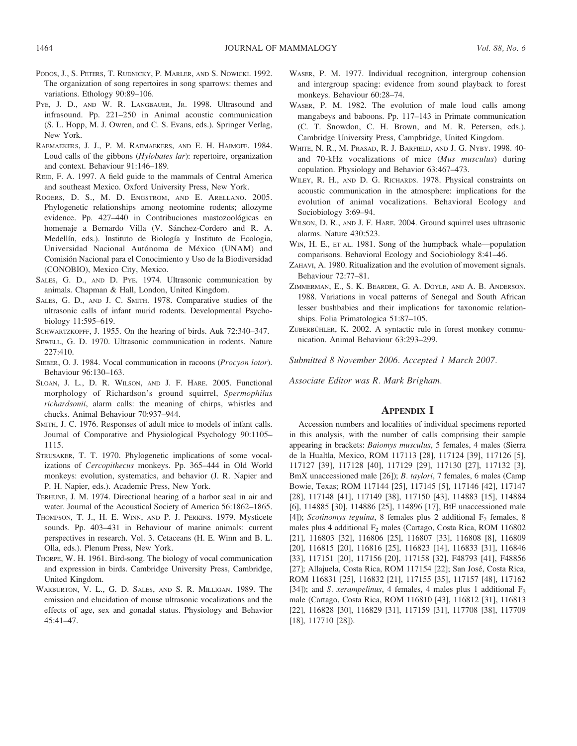Podos, J., S. Peters, T. Rudnicky, P. Marler, and S. Nowicki. 1992. The organization of song repertoires in song sparrows: themes and variations. Ethology 90:89–106.

Pye, J. D., and W. R. Langbauer, Jr. 1998. Ultrasound and infrasound. Pp. 221–250 in Animal acoustic communication (S. L. Hopp, M. J. Owren, and C. S. Evans, eds.). Springer Verlag, New York.

Raemaekers, J. J., P. M. Raemaekers, and E. H. Haimoff. 1984. Loud calls of the gibbons (*Hylobates lar*): repertoire, organization and context. Behaviour 91:146–189.

Reid, F. A. 1997. A field guide to the mammals of Central America and southeast Mexico. Oxford University Press, New York.

Rogers, D. S., M. D. Engstrom, and E. Arellano. 2005. Phylogenetic relationships among neotomine rodents; allozyme evidence. Pp. 427–440 in Contribuciones mastozoológicas en homenaje a Bernardo Villa (V. Sánchez-Cordero and R. A. Medellín, eds.). Instituto de Biología y Instituto de Ecologia, Universidad Nacional Autónoma de México (UNAM) and Comisión Nacional para el Conocimiento y Uso de la Biodiversidad (CONOBIO), Mexico City, Mexico.

Sales, G. D., and D. Pye. 1974. Ultrasonic communication by animals. Chapman & Hall, London, United Kingdom.

Sales, G. D., and J. C. Smith. 1978. Comparative studies of the ultrasonic calls of infant murid rodents. Developmental Psychobiology 11:595–619.

Schwartzkopff, J. 1955. On the hearing of birds. Auk 72:340–347.

Sewell, G. D. 1970. Ultrasonic communication in rodents. Nature 227:410.

Sieber, O. J. 1984. Vocal communication in racoons (*Procyon lotor*). Behaviour 96:130–163.

Sloan, J. L., D. R. Wilson, and J. F. Hare. 2005. Functional morphology of Richardson's ground squirrel, *Spermophilus richardsonii*, alarm calls: the meaning of chirps, whistles and chucks. Animal Behaviour 70:937–944.

Smith, J. C. 1976. Responses of adult mice to models of infant calls. Journal of Comparative and Physiological Psychology 90:1105–1115.

Strusaker, T. T. 1970. Phylogenetic implications of some vocalizations of *Cercopithecus* monkeys. Pp. 365–444 in Old World monkeys: evolution, systematics, and behavior (J. R. Napier and P. H. Napier, eds.). Academic Press, New York.

Terhune, J. M. 1974. Directional hearing of a harbor seal in air and water. Journal of the Acoustical Society of America 56:1862–1865.

Thompson, T. J., H. E. Winn, and P. J. Perkins. 1979. Mysticete sounds. Pp. 403–431 in Behaviour of marine animals: current perspectives in research. Vol. 3. Cetaceans (H. E. Winn and B. L. Olla, eds.). Plenum Press, New York.

Thorpe, W. H. 1961. Bird-song. The biology of vocal communication and expression in birds. Cambridge University Press, Cambridge, United Kingdom.

Warburton, V. L., G. D. Sales, and S. R. Milligan. 1989. The emission and elucidation of mouse ultrasonic vocalizations and the effects of age, sex and gonadal status. Physiology and Behavior 45:41–47.

Waser, P. M. 1977. Individual recognition, intergroup cohension and intergroup spacing: evidence from sound playback to forest monkeys. Behaviour 60:28–74.

Waser, P. M. 1982. The evolution of male loud calls among mangabeys and baboons. Pp. 117–143 in Primate communication (C. T. Snowdon, C. H. Brown, and M. R. Petersen, eds.). Cambridge University Press, Campbridge, United Kingdom.

White, N. R., M. Prasad, R. J. Barfield, and J. G. Nyby. 1998. 40- and 70-kHz vocalizations of mice (*Mus musculus*) during copulation. Physiology and Behavior 63:467–473.

Wiley, R. H., and D. G. Richards. 1978. Physical constraints on acoustic communication in the atmosphere: implications for the evolution of animal vocalizations. Behavioral Ecology and Sociobiology 3:69–94.

Wilson, D. R., and J. F. Hare. 2004. Ground squirrel uses ultrasonic alarms. Nature 430:523.

Win, H. E., et al. 1981. Song of the humpback whale—population comparisons. Behavioral Ecology and Sociobiology 8:41–46.

Zahavi, A. 1980. Ritualization and the evolution of movement signals. Behaviour 72:77–81.

Zimmerman, E., S. K. Bearder, G. A. Doyle, and A. B. Anderson. 1988. Variations in vocal patterns of Senegal and South African lesser bushbabies and their implications for taxonomic relationships. Folia Primatologica 51:87–105.

Zuberbühler, K. 2002. A syntactic rule in forest monkey communication. Animal Behaviour 63:293–299.

*Submitted 8 November 2006. Accepted 1 March 2007.*

*Associate Editor was R. Mark Brigham.*

## Appendix I

Accession numbers and localities of individual specimens reported in this analysis, with the number of calls comprising their sample appearing in brackets: *Baiomys musculus*, 5 females, 4 males (Sierra de la Hualtla, Mexico, ROM 117113 [28], 117124 [39], 117126 [5], 117127 [39], 117128 [40], 117129 [29], 117130 [27], 117132 [3], BmX unaccessioned male [26]); *B. taylori*, 7 females, 6 males (Camp Bowie, Texas; ROM 117144 [25], 117145 [5], 117146 [42], 117147 [28], 117148 [41], 117149 [38], 117150 [43], 114883 [15], 114884 [6], 114885 [30], 114886 [25], 114896 [17], BtF unaccessioned male [4]); *Scotinomys teguina*, 8 females plus 2 additional $F_2$ females, 8 males plus 4 additional $F_2$ males (Cartago, Costa Rica, ROM 116802 [21], 116803 [32], 116806 [25], 116807 [33], 116808 [8], 116809 [20], 116815 [20], 116816 [25], 116823 [14], 116833 [31], 116846 [33], 117151 [20], 117156 [20], 117158 [32], F48793 [41], F48856 [27]; Allajuela, Costa Rica, ROM 117154 [22]; San José, Costa Rica, ROM 116831 [25], 116832 [21], 117155 [35], 117157 [48], 117162 [34]); and *S. xerampelinus*, 4 females, 4 males plus 1 additional $F_2$ male (Cartago, Costa Rica, ROM 116810 [43], 116812 [31], 116813 [22], 116828 [30], 116829 [31], 117159 [31], 117708 [38], 117709 [18], 117710 [28]).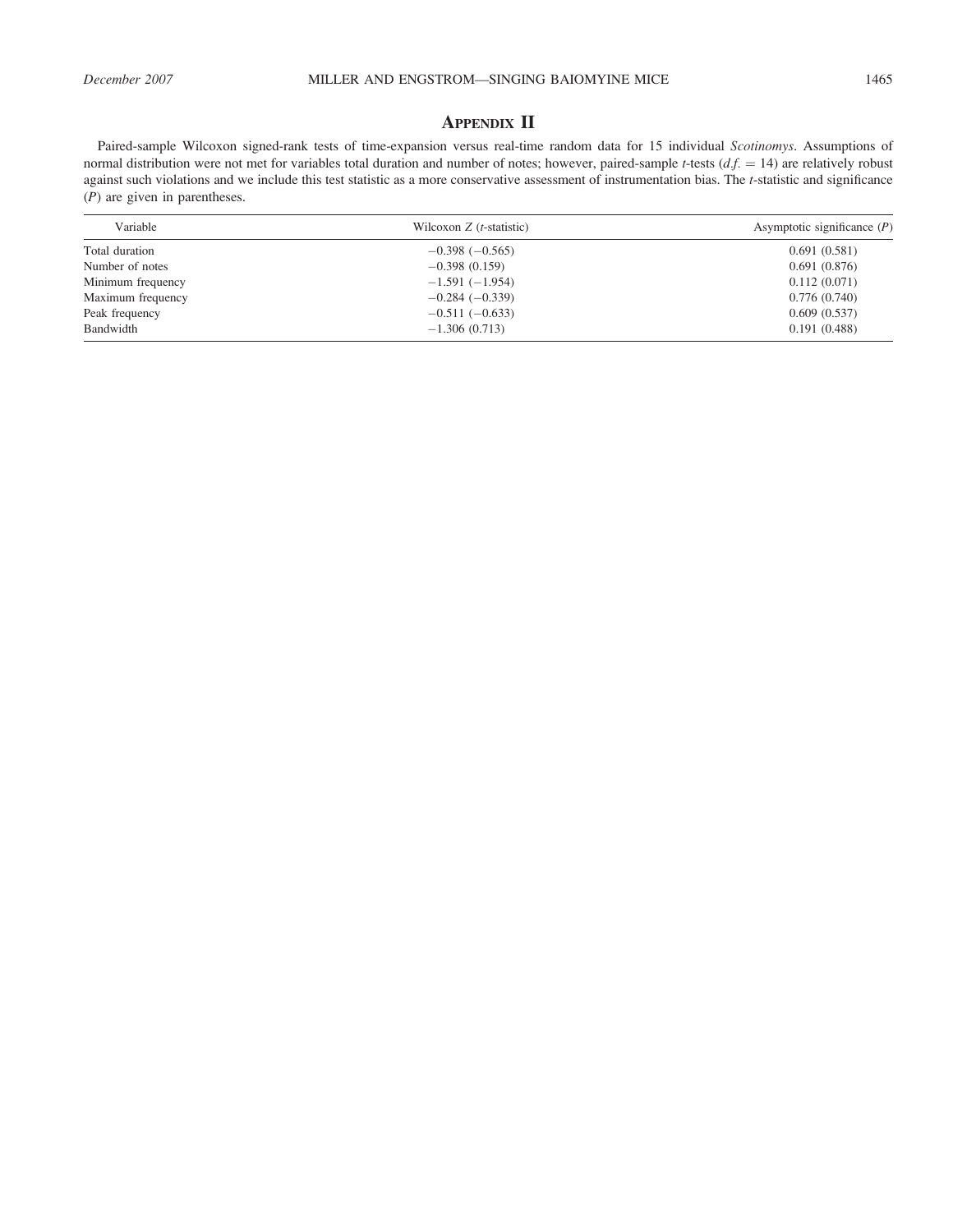## Appendix II

Paired-sample Wilcoxon signed-rank tests of time-expansion versus real-time random data for 15 individual *Scotinomys*. Assumptions of normal distribution were not met for variables total duration and number of notes; however, paired-sample *t*-tests ($d.f. = 14$) are relatively robust against such violations and we include this test statistic as a more conservative assessment of instrumentation bias. The *t*-statistic and significance ($P$) are given in parentheses.

| Variable | Wilcoxon $Z$ ($t$-statistic) | Asymptotic significance ($P$) |
|---|---|---|
| Total duration | −0.398 (−0.565) | 0.691 (0.581) |
| Number of notes | −0.398 (0.159) | 0.691 (0.876) |
| Minimum frequency | −1.591 (−1.954) | 0.112 (0.071) |
| Maximum frequency | −0.284 (−0.339) | 0.776 (0.740) |
| Peak frequency | −0.511 (−0.633) | 0.609 (0.537) |
| Bandwidth | −1.306 (0.713) | 0.191 (0.488) |